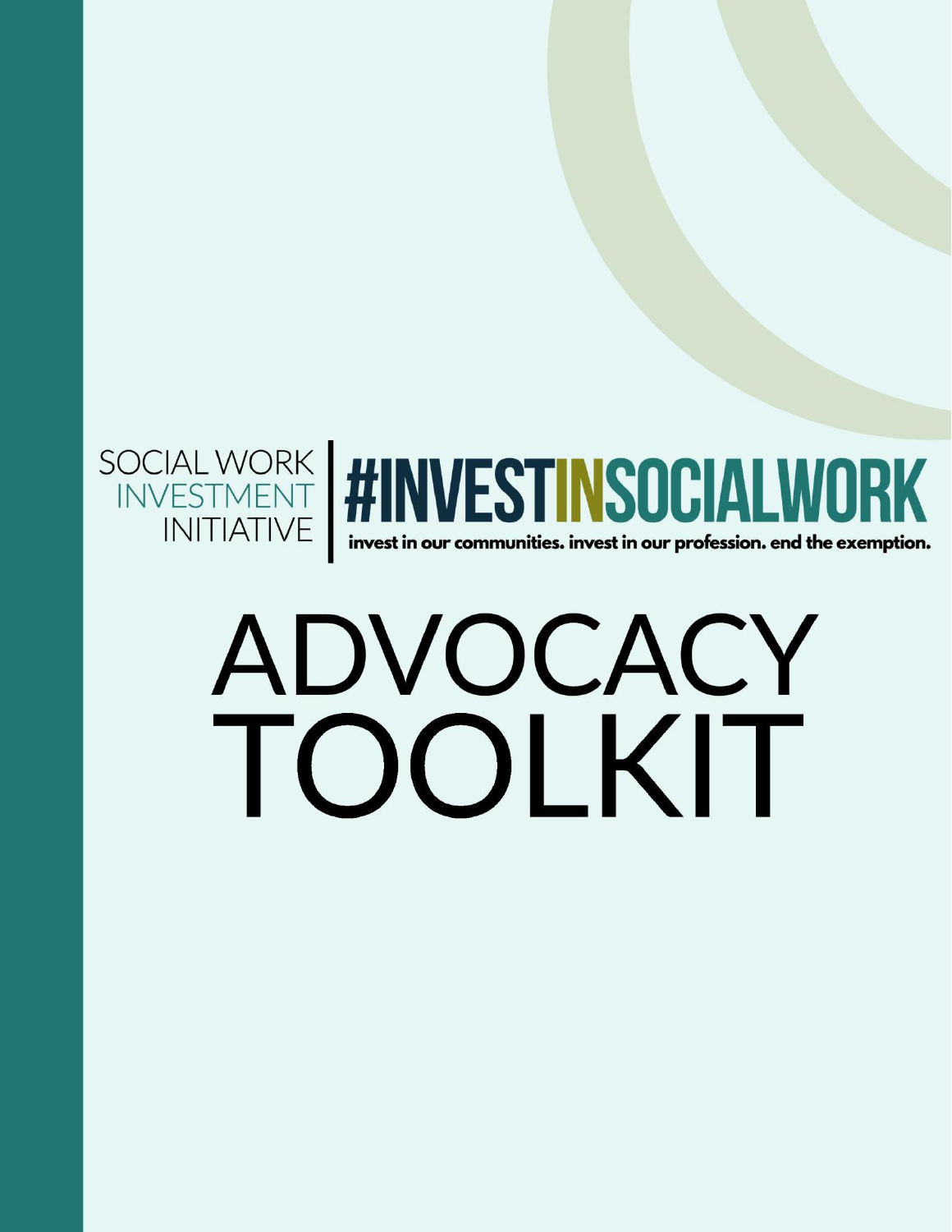SOCIAL WORK
INVESTMENT
INITIATIVE

#INVESTINSOCIALWORK

invest in our communities. invest in our profession. end the exemption.

# ADVOCACY TOOLKIT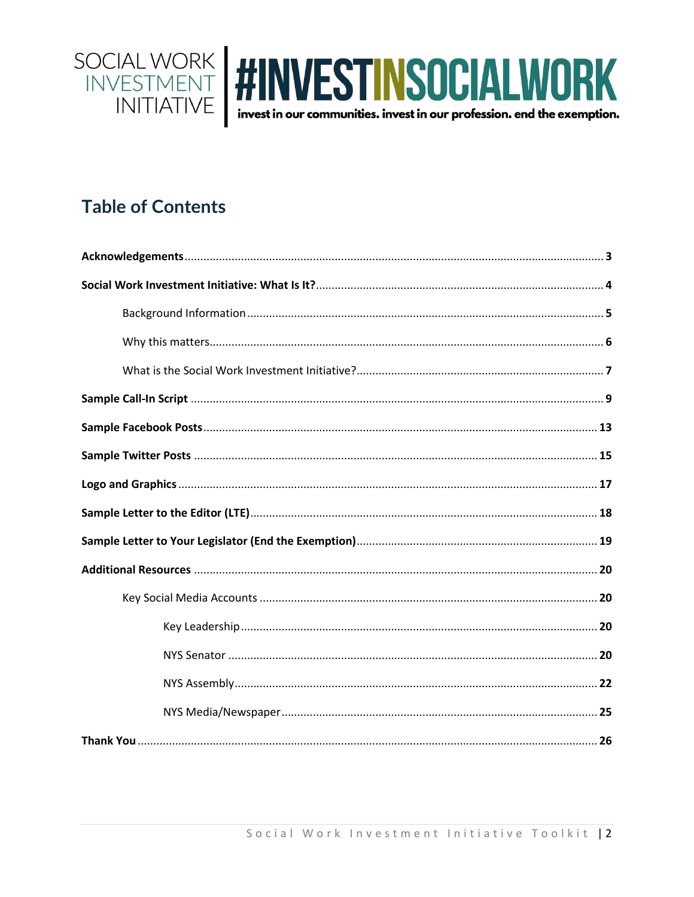SOCIAL WORK INVESTMENT INITIATIVE | #INVESTINSOCIALWORK

invest in our communities. invest in our profession. end the exemption.

## Table of Contents

**Acknowledgements** ........ **3**

**Social Work Investment Initiative: What Is It?** ........ **4**

- Background Information ........ **5**
- Why this matters ........ **6**
- What is the Social Work Investment Initiative? ........ **7**

**Sample Call-In Script** ........ **9**

**Sample Facebook Posts** ........ **13**

**Sample Twitter Posts** ........ **15**

**Logo and Graphics** ........ **17**

**Sample Letter to the Editor (LTE)** ........ **18**

**Sample Letter to Your Legislator (End the Exemption)** ........ **19**

**Additional Resources** ........ **20**

- Key Social Media Accounts ........ **20**
  - Key Leadership ........ **20**
  - NYS Senator ........ **20**
  - NYS Assembly ........ **22**
  - NYS Media/Newspaper ........ **25**

**Thank You** ........ **26**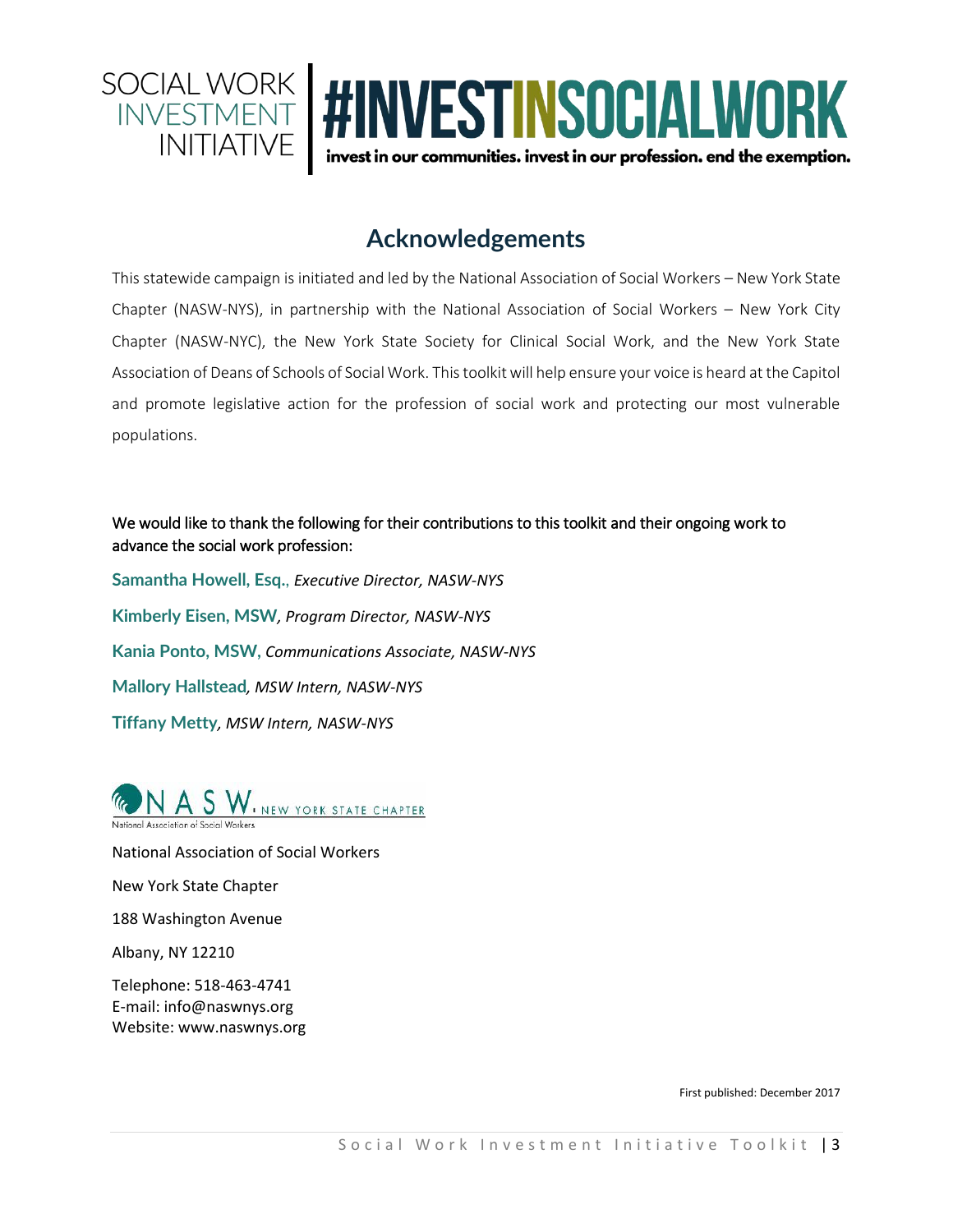SOCIAL WORK INVESTMENT INITIATIVE | #INVESTINSOCIALWORK

invest in our communities. invest in our profession. end the exemption.

## Acknowledgements

This statewide campaign is initiated and led by the National Association of Social Workers – New York State Chapter (NASW-NYS), in partnership with the National Association of Social Workers – New York City Chapter (NASW-NYC), the New York State Society for Clinical Social Work, and the New York State Association of Deans of Schools of Social Work. This toolkit will help ensure your voice is heard at the Capitol and promote legislative action for the profession of social work and protecting our most vulnerable populations.

We would like to thank the following for their contributions to this toolkit and their ongoing work to advance the social work profession:

**Samantha Howell, Esq.**, *Executive Director, NASW-NYS*

**Kimberly Eisen, MSW**, *Program Director, NASW-NYS*

**Kania Ponto, MSW,** *Communications Associate, NASW-NYS*

**Mallory Hallstead**, *MSW Intern, NASW-NYS*

**Tiffany Metty**, *MSW Intern, NASW-NYS*

NASW, NEW YORK STATE CHAPTER
National Association of Social Workers

National Association of Social Workers

New York State Chapter

188 Washington Avenue

Albany, NY 12210

Telephone: 518-463-4741
E-mail: info@naswnys.org
Website: www.naswnys.org

First published: December 2017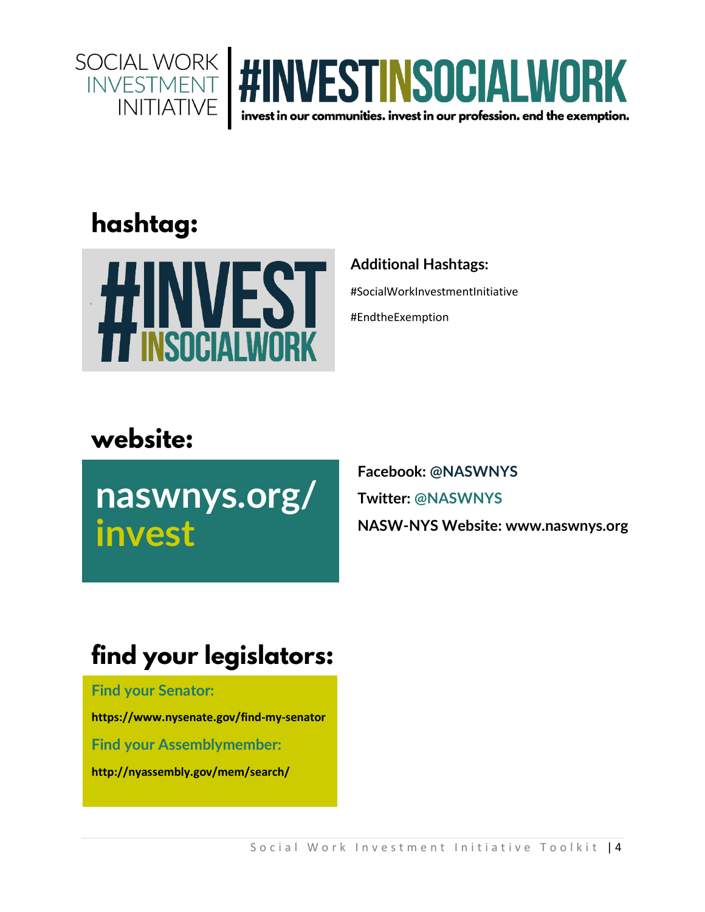SOCIAL WORK INVESTMENT INITIATIVE | #INVESTINSOCIALWORK

invest in our communities. invest in our profession. end the exemption.

## hashtag:

#INVEST INSOCIALWORK

**Additional Hashtags:**

#SocialWorkInvestmentInitiative

#EndtheExemption

## website:

**naswnys.org/ invest**

**Facebook: @NASWNYS**

**Twitter: @NASWNYS**

**NASW-NYS Website: www.naswnys.org**

## find your legislators:

**Find your Senator:**

**https://www.nysenate.gov/find-my-senator**

**Find your Assemblymember:**

**http://nyassembly.gov/mem/search/**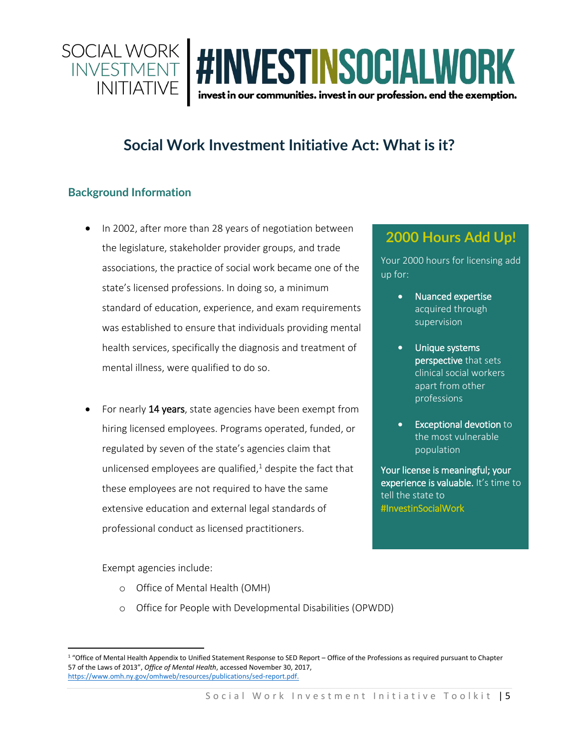SOCIAL WORK INVESTMENT INITIATIVE | #INVESTINSOCIALWORK

invest in our communities. invest in our profession. end the exemption.

# Social Work Investment Initiative Act: What is it?

## Background Information

- In 2002, after more than 28 years of negotiation between the legislature, stakeholder provider groups, and trade associations, the practice of social work became one of the state's licensed professions. In doing so, a minimum standard of education, experience, and exam requirements was established to ensure that individuals providing mental health services, specifically the diagnosis and treatment of mental illness, were qualified to do so.

- For nearly **14 years**, state agencies have been exempt from hiring licensed employees. Programs operated, funded, or regulated by seven of the state's agencies claim that unlicensed employees are qualified,[1] despite the fact that these employees are not required to have the same extensive education and external legal standards of professional conduct as licensed practitioners.

  Exempt agencies include:

  - Office of Mental Health (OMH)
  - Office for People with Developmental Disabilities (OPWDD)

### 2000 Hours Add Up!

Your 2000 hours for licensing add up for:

- **Nuanced expertise** acquired through supervision
- **Unique systems perspective** that sets clinical social workers apart from other professions
- **Exceptional devotion** to the most vulnerable population

**Your license is meaningful; your experience is valuable.** It's time to tell the state to #InvestinSocialWork

[1] "Office of Mental Health Appendix to Unified Statement Response to SED Report – Office of the Professions as required pursuant to Chapter 57 of the Laws of 2013", *Office of Mental Health*, accessed November 30, 2017, https://www.omh.ny.gov/omhweb/resources/publications/sed-report.pdf.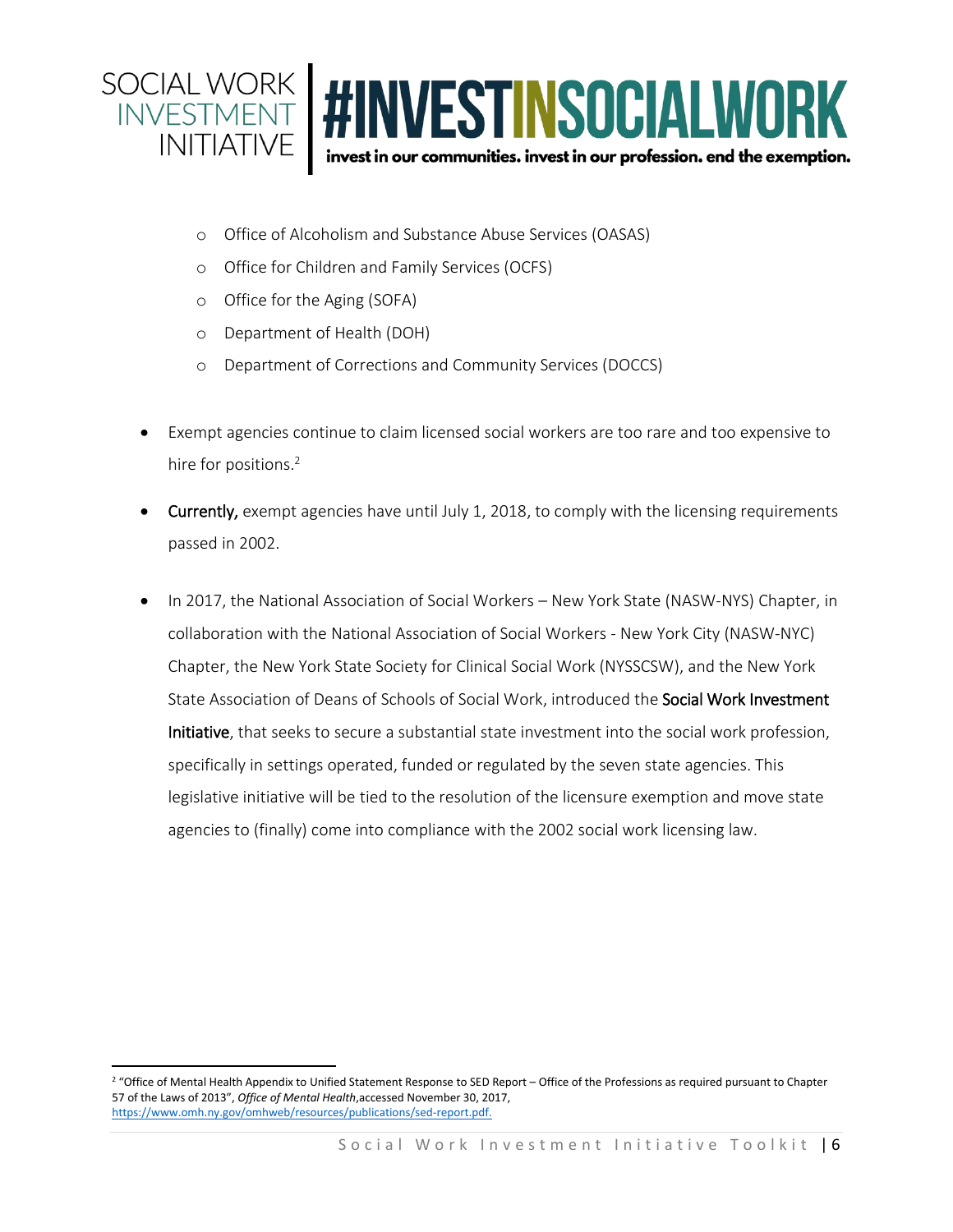- Office of Alcoholism and Substance Abuse Services (OASAS)
  - Office for Children and Family Services (OCFS)
  - Office for the Aging (SOFA)
  - Department of Health (DOH)
  - Department of Corrections and Community Services (DOCCS)

- Exempt agencies continue to claim licensed social workers are too rare and too expensive to hire for positions.[2]

- **Currently,** exempt agencies have until July 1, 2018, to comply with the licensing requirements passed in 2002.

- In 2017, the National Association of Social Workers – New York State (NASW-NYS) Chapter, in collaboration with the National Association of Social Workers - New York City (NASW-NYC) Chapter, the New York State Society for Clinical Social Work (NYSSCSW), and the New York State Association of Deans of Schools of Social Work, introduced the **Social Work Investment Initiative**, that seeks to secure a substantial state investment into the social work profession, specifically in settings operated, funded or regulated by the seven state agencies. This legislative initiative will be tied to the resolution of the licensure exemption and move state agencies to (finally) come into compliance with the 2002 social work licensing law.

---

[2] "Office of Mental Health Appendix to Unified Statement Response to SED Report – Office of the Professions as required pursuant to Chapter 57 of the Laws of 2013", *Office of Mental Health*,accessed November 30, 2017, https://www.omh.ny.gov/omhweb/resources/publications/sed-report.pdf.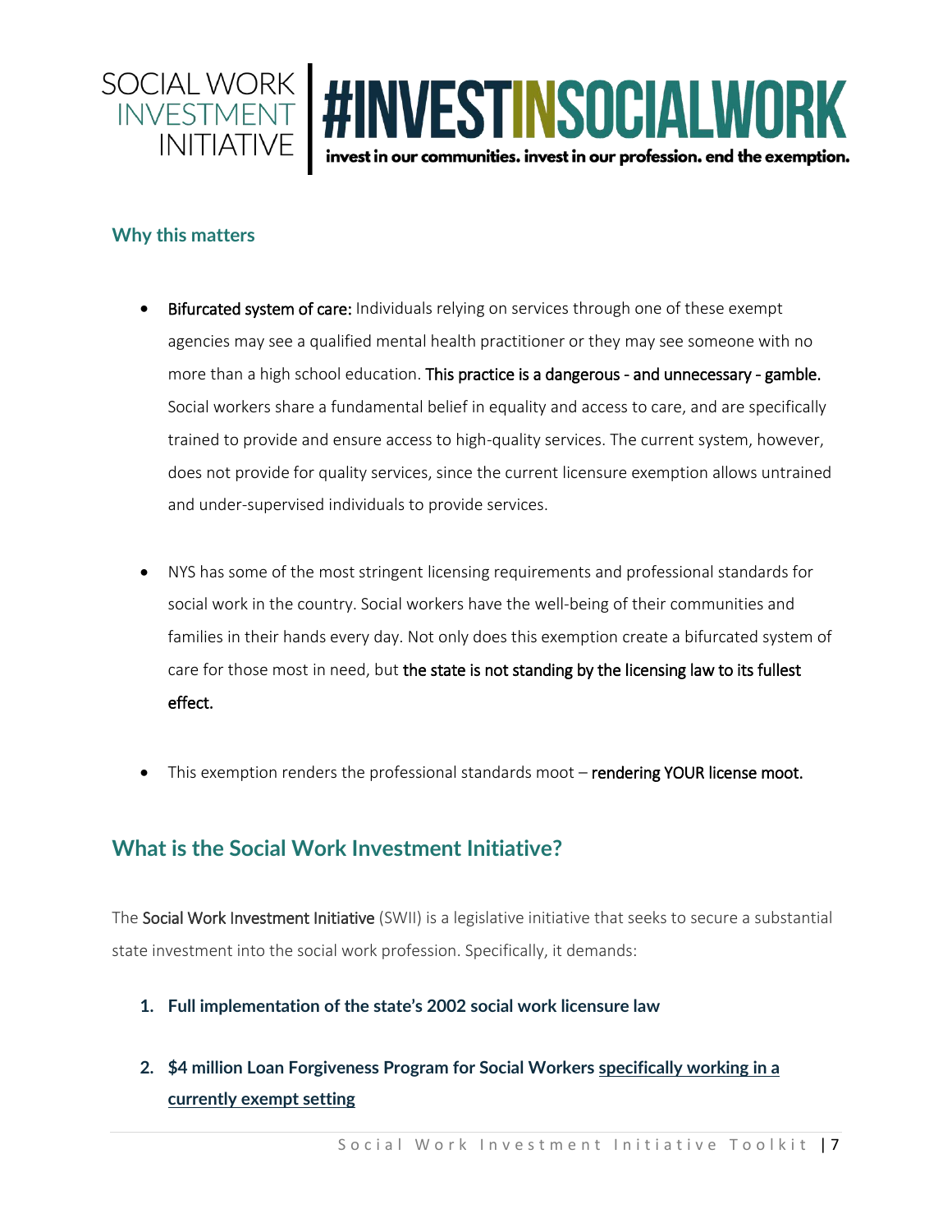### Why this matters

- **Bifurcated system of care:** Individuals relying on services through one of these exempt agencies may see a qualified mental health practitioner or they may see someone with no more than a high school education. **This practice is a dangerous - and unnecessary - gamble.** Social workers share a fundamental belief in equality and access to care, and are specifically trained to provide and ensure access to high-quality services. The current system, however, does not provide for quality services, since the current licensure exemption allows untrained and under-supervised individuals to provide services.

- NYS has some of the most stringent licensing requirements and professional standards for social work in the country. Social workers have the well-being of their communities and families in their hands every day. Not only does this exemption create a bifurcated system of care for those most in need, but **the state is not standing by the licensing law to its fullest effect.**

- This exemption renders the professional standards moot – **rendering YOUR license moot.**

## What is the Social Work Investment Initiative?

The **Social Work Investment Initiative** (SWII) is a legislative initiative that seeks to secure a substantial state investment into the social work profession. Specifically, it demands:

1. **Full implementation of the state's 2002 social work licensure law**

2. **$4 million Loan Forgiveness Program for Social Workers <u>specifically working in a currently exempt setting</u>**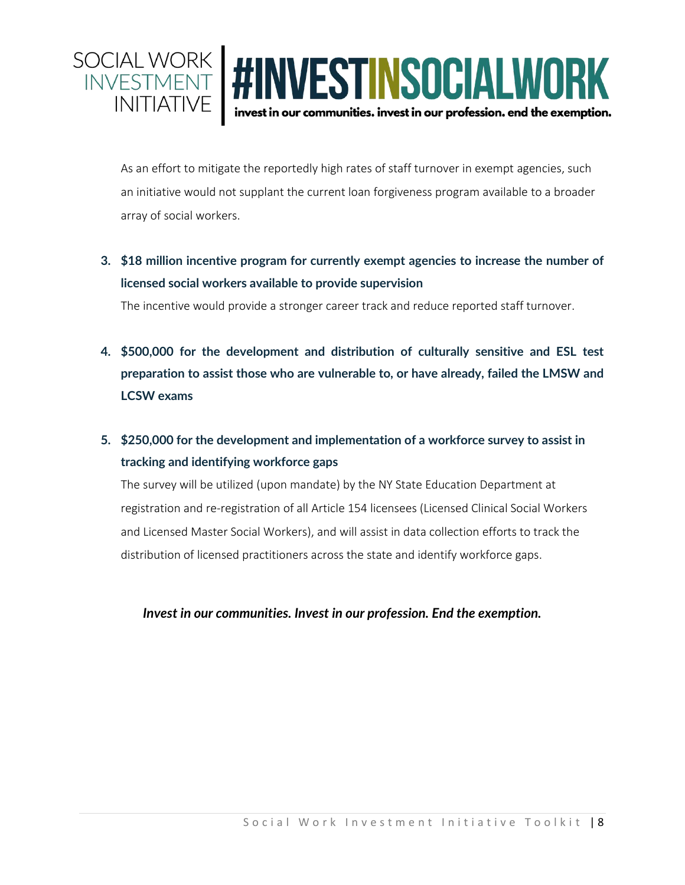As an effort to mitigate the reportedly high rates of staff turnover in exempt agencies, such an initiative would not supplant the current loan forgiveness program available to a broader array of social workers.

3. **$18 million incentive program for currently exempt agencies to increase the number of licensed social workers available to provide supervision**

   The incentive would provide a stronger career track and reduce reported staff turnover.

4. **$500,000 for the development and distribution of culturally sensitive and ESL test preparation to assist those who are vulnerable to, or have already, failed the LMSW and LCSW exams**

5. **$250,000 for the development and implementation of a workforce survey to assist in tracking and identifying workforce gaps**

   The survey will be utilized (upon mandate) by the NY State Education Department at registration and re-registration of all Article 154 licensees (Licensed Clinical Social Workers and Licensed Master Social Workers), and will assist in data collection efforts to track the distribution of licensed practitioners across the state and identify workforce gaps.

***Invest in our communities. Invest in our profession. End the exemption.***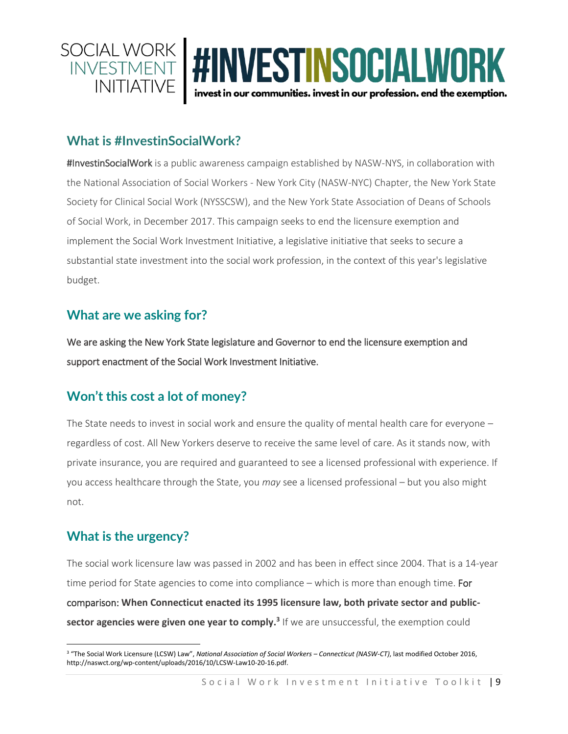SOCIAL WORK INVESTMENT INITIATIVE | #INVESTINSOCIALWORK

invest in our communities. invest in our profession. end the exemption.

## What is #InvestinSocialWork?

#InvestinSocialWork is a public awareness campaign established by NASW-NYS, in collaboration with the National Association of Social Workers - New York City (NASW-NYC) Chapter, the New York State Society for Clinical Social Work (NYSSCSW), and the New York State Association of Deans of Schools of Social Work, in December 2017. This campaign seeks to end the licensure exemption and implement the Social Work Investment Initiative, a legislative initiative that seeks to secure a substantial state investment into the social work profession, in the context of this year's legislative budget.

## What are we asking for?

We are asking the New York State legislature and Governor to end the licensure exemption and support enactment of the Social Work Investment Initiative.

## Won't this cost a lot of money?

The State needs to invest in social work and ensure the quality of mental health care for everyone – regardless of cost. All New Yorkers deserve to receive the same level of care. As it stands now, with private insurance, you are required and guaranteed to see a licensed professional with experience. If you access healthcare through the State, you *may* see a licensed professional – but you also might not.

## What is the urgency?

The social work licensure law was passed in 2002 and has been in effect since 2004. That is a 14-year time period for State agencies to come into compliance – which is more than enough time. For comparison: **When Connecticut enacted its 1995 licensure law, both private sector and public-sector agencies were given one year to comply.[3]** If we are unsuccessful, the exemption could

[3] "The Social Work Licensure (LCSW) Law", *National Association of Social Workers – Connecticut (NASW-CT)*, last modified October 2016, http://naswct.org/wp-content/uploads/2016/10/LCSW-Law10-20-16.pdf.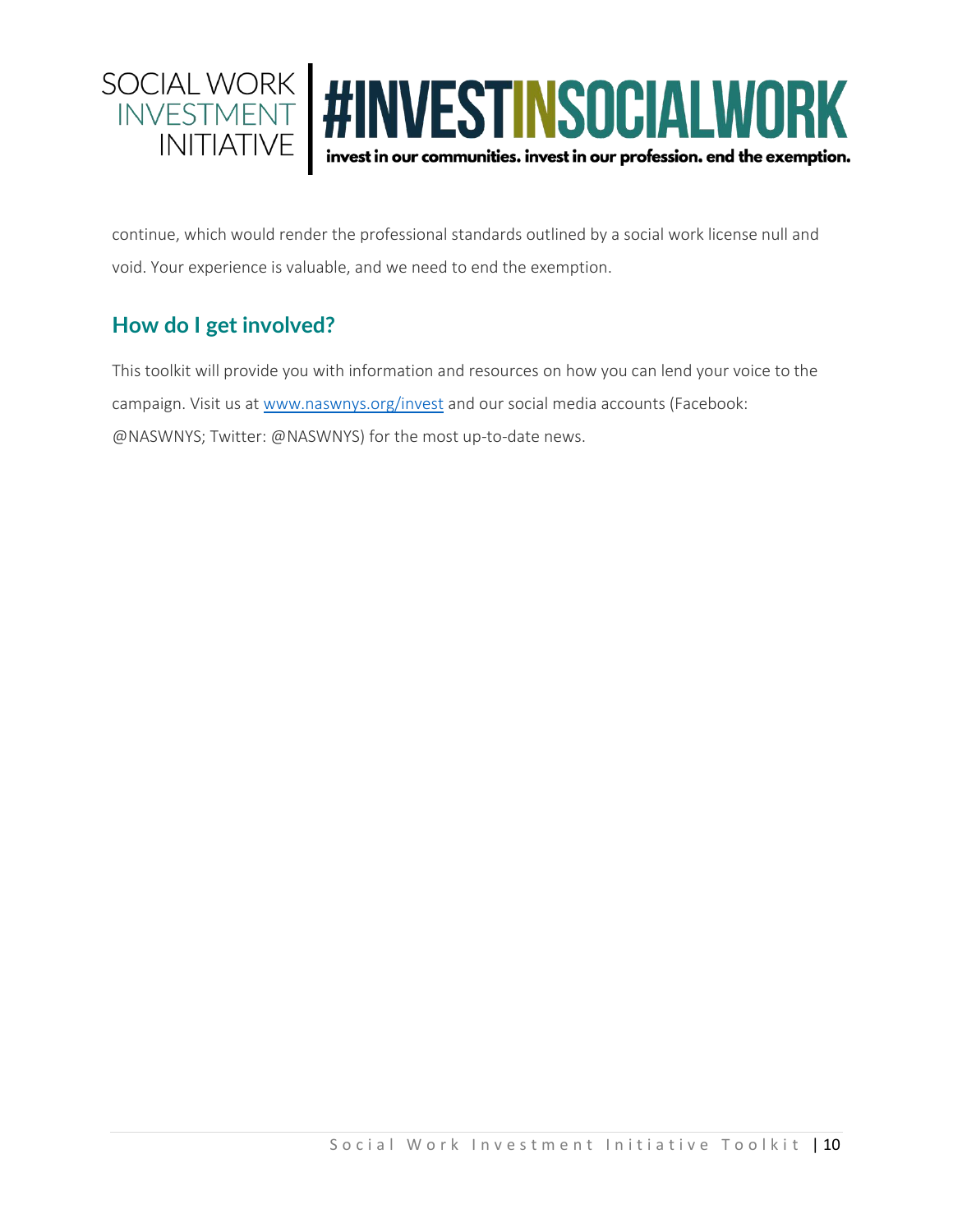continue, which would render the professional standards outlined by a social work license null and void. Your experience is valuable, and we need to end the exemption.

## How do I get involved?

This toolkit will provide you with information and resources on how you can lend your voice to the campaign. Visit us at [www.naswnys.org/invest](http://www.naswnys.org/invest) and our social media accounts (Facebook: @NASWNYS; Twitter: @NASWNYS) for the most up-to-date news.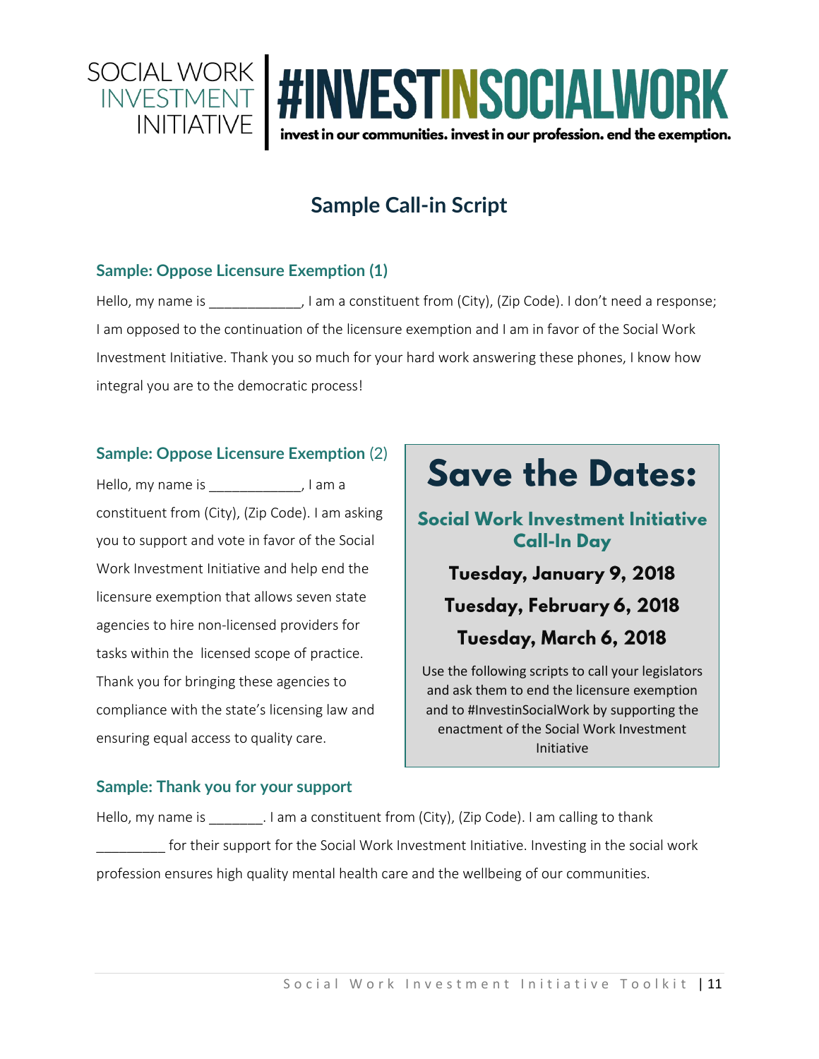SOCIAL WORK INVESTMENT INITIATIVE

#INVESTINSOCIALWORK

invest in our communities. invest in our profession. end the exemption.

# Sample Call-in Script

### Sample: Oppose Licensure Exemption (1)

Hello, my name is ____________, I am a constituent from (City), (Zip Code). I don't need a response; I am opposed to the continuation of the licensure exemption and I am in favor of the Social Work Investment Initiative. Thank you so much for your hard work answering these phones, I know how integral you are to the democratic process!

### Sample: Oppose Licensure Exemption (2)

Hello, my name is ____________, I am a constituent from (City), (Zip Code). I am asking you to support and vote in favor of the Social Work Investment Initiative and help end the licensure exemption that allows seven state agencies to hire non-licensed providers for tasks within the licensed scope of practice. Thank you for bringing these agencies to compliance with the state's licensing law and ensuring equal access to quality care.

## Save the Dates:

**Social Work Investment Initiative Call-In Day**

**Tuesday, January 9, 2018**

**Tuesday, February 6, 2018**

**Tuesday, March 6, 2018**

Use the following scripts to call your legislators and ask them to end the licensure exemption and to #InvestinSocialWork by supporting the enactment of the Social Work Investment Initiative

### Sample: Thank you for your support

Hello, my name is _______. I am a constituent from (City), (Zip Code). I am calling to thank _________ for their support for the Social Work Investment Initiative. Investing in the social work profession ensures high quality mental health care and the wellbeing of our communities.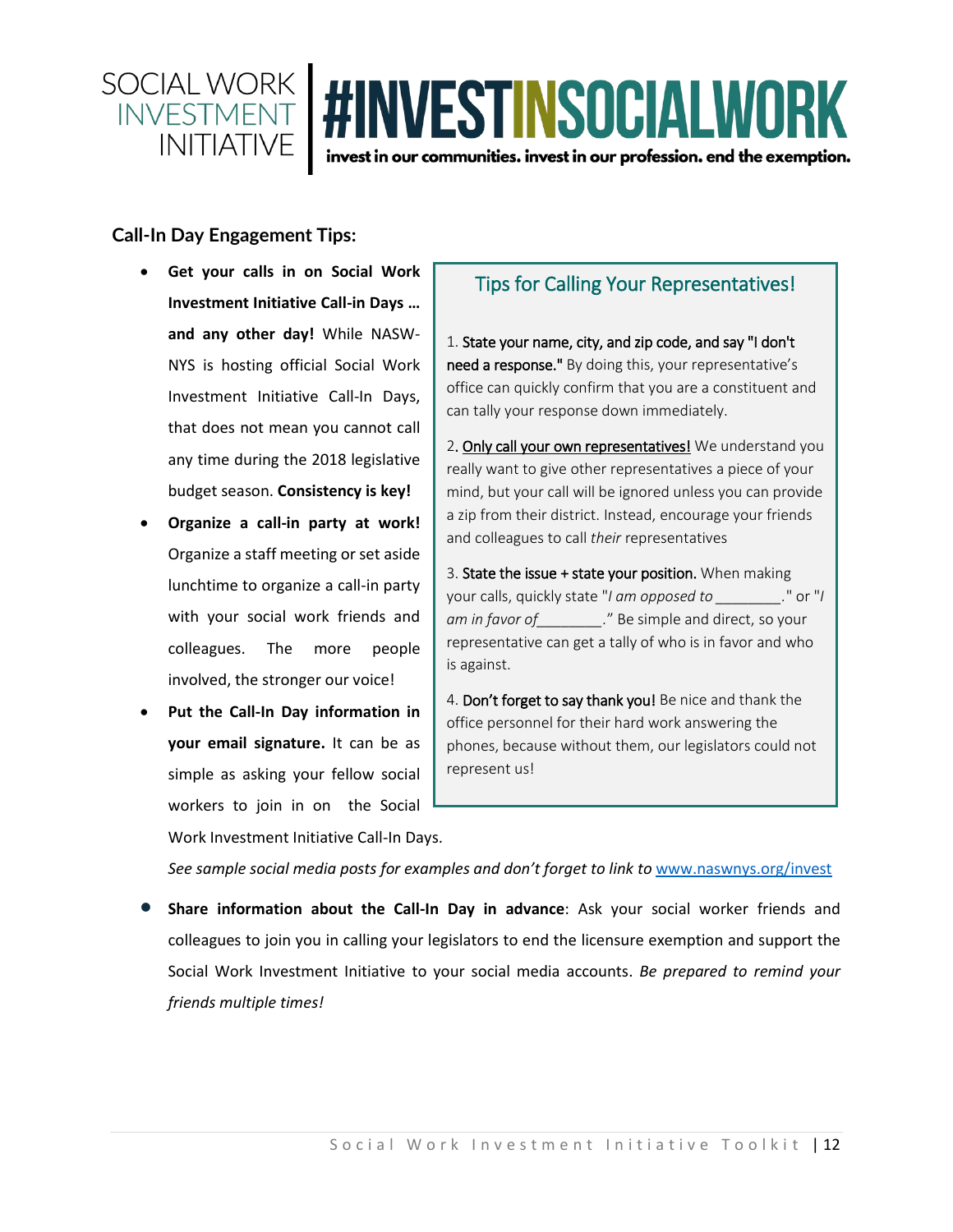SOCIAL WORK INVESTMENT INITIATIVE | #INVESTINSOCIALWORK

invest in our communities. invest in our profession. end the exemption.

### Call-In Day Engagement Tips:

- **Get your calls in on Social Work Investment Initiative Call-in Days … and any other day!** While NASW-NYS is hosting official Social Work Investment Initiative Call-In Days, that does not mean you cannot call any time during the 2018 legislative budget season. **Consistency is key!**
- **Organize a call-in party at work!** Organize a staff meeting or set aside lunchtime to organize a call-in party with your social work friends and colleagues. The more people involved, the stronger our voice!
- **Put the Call-In Day information in your email signature.** It can be as simple as asking your fellow social workers to join in on the Social Work Investment Initiative Call-In Days.

  *See sample social media posts for examples and don't forget to link to* [www.naswnys.org/invest](www.naswnys.org/invest)

- **Share information about the Call-In Day in advance**: Ask your social worker friends and colleagues to join you in calling your legislators to end the licensure exemption and support the Social Work Investment Initiative to your social media accounts. *Be prepared to remind your friends multiple times!*

### Tips for Calling Your Representatives!

1. State your name, city, and zip code, and say "I don't need a response." By doing this, your representative's office can quickly confirm that you are a constituent and can tally your response down immediately.

2. Only call your own representatives! We understand you really want to give other representatives a piece of your mind, but your call will be ignored unless you can provide a zip from their district. Instead, encourage your friends and colleagues to call *their* representatives

3. State the issue + state your position. When making your calls, quickly state "*I am opposed to* ________." or "*I am in favor of*________." Be simple and direct, so your representative can get a tally of who is in favor and who is against.

4. Don't forget to say thank you! Be nice and thank the office personnel for their hard work answering the phones, because without them, our legislators could not represent us!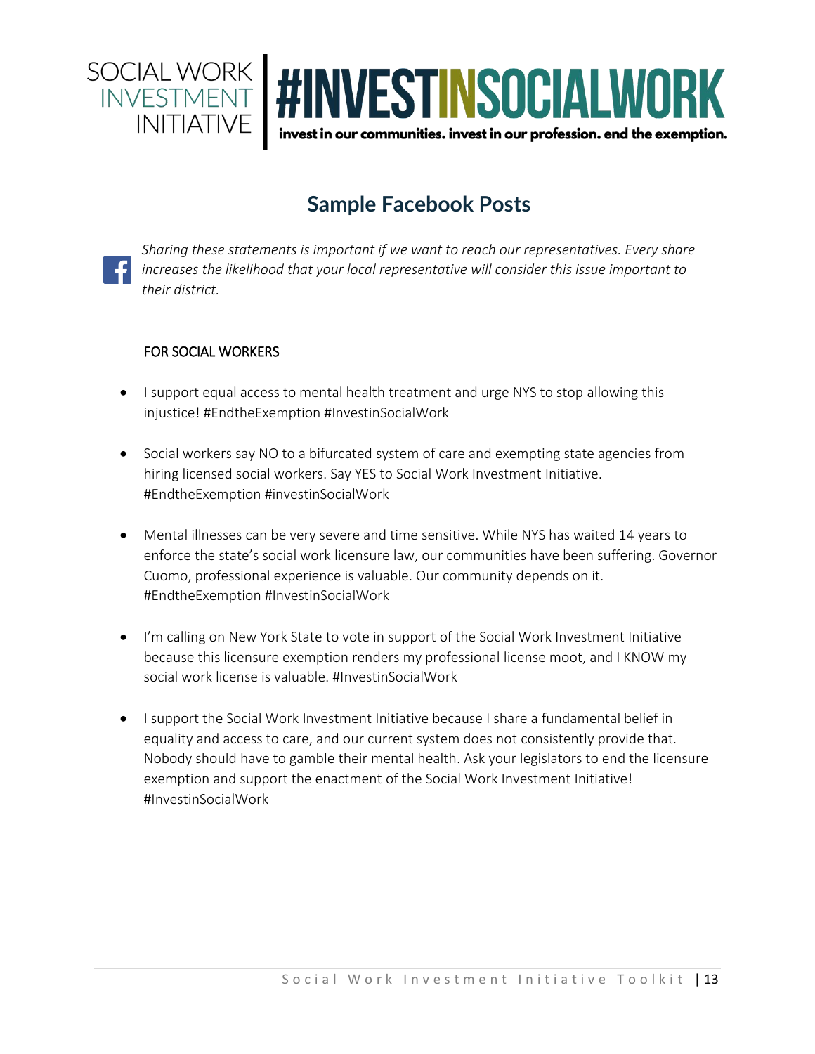SOCIAL WORK INVESTMENT INITIATIVE | #INVESTINSOCIALWORK

invest in our communities. invest in our profession. end the exemption.

## Sample Facebook Posts

*Sharing these statements is important if we want to reach our representatives. Every share increases the likelihood that your local representative will consider this issue important to their district.*

FOR SOCIAL WORKERS

- I support equal access to mental health treatment and urge NYS to stop allowing this injustice! #EndtheExemption #InvestinSocialWork
- Social workers say NO to a bifurcated system of care and exempting state agencies from hiring licensed social workers. Say YES to Social Work Investment Initiative. #EndtheExemption #investinSocialWork
- Mental illnesses can be very severe and time sensitive. While NYS has waited 14 years to enforce the state's social work licensure law, our communities have been suffering. Governor Cuomo, professional experience is valuable. Our community depends on it. #EndtheExemption #InvestinSocialWork
- I'm calling on New York State to vote in support of the Social Work Investment Initiative because this licensure exemption renders my professional license moot, and I KNOW my social work license is valuable. #InvestinSocialWork
- I support the Social Work Investment Initiative because I share a fundamental belief in equality and access to care, and our current system does not consistently provide that. Nobody should have to gamble their mental health. Ask your legislators to end the licensure exemption and support the enactment of the Social Work Investment Initiative! #InvestinSocialWork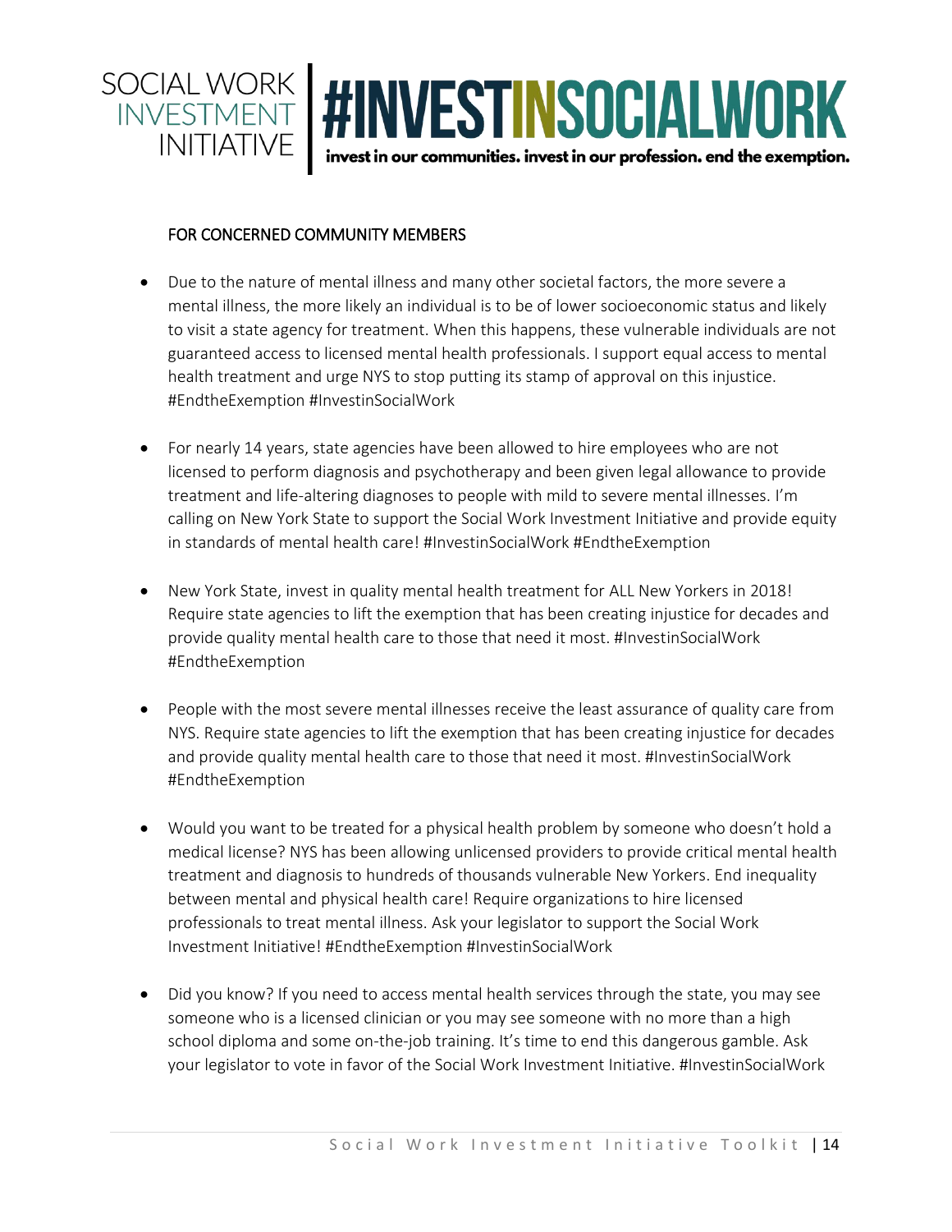SOCIAL WORK INVESTMENT INITIATIVE

# #INVESTINSOCIALWORK

**invest in our communities. invest in our profession. end the exemption.**

## FOR CONCERNED COMMUNITY MEMBERS

- Due to the nature of mental illness and many other societal factors, the more severe a mental illness, the more likely an individual is to be of lower socioeconomic status and likely to visit a state agency for treatment. When this happens, these vulnerable individuals are not guaranteed access to licensed mental health professionals. I support equal access to mental health treatment and urge NYS to stop putting its stamp of approval on this injustice. #EndtheExemption #InvestinSocialWork

- For nearly 14 years, state agencies have been allowed to hire employees who are not licensed to perform diagnosis and psychotherapy and been given legal allowance to provide treatment and life-altering diagnoses to people with mild to severe mental illnesses. I'm calling on New York State to support the Social Work Investment Initiative and provide equity in standards of mental health care! #InvestinSocialWork #EndtheExemption

- New York State, invest in quality mental health treatment for ALL New Yorkers in 2018! Require state agencies to lift the exemption that has been creating injustice for decades and provide quality mental health care to those that need it most. #InvestinSocialWork #EndtheExemption

- People with the most severe mental illnesses receive the least assurance of quality care from NYS. Require state agencies to lift the exemption that has been creating injustice for decades and provide quality mental health care to those that need it most. #InvestinSocialWork #EndtheExemption

- Would you want to be treated for a physical health problem by someone who doesn't hold a medical license? NYS has been allowing unlicensed providers to provide critical mental health treatment and diagnosis to hundreds of thousands vulnerable New Yorkers. End inequality between mental and physical health care! Require organizations to hire licensed professionals to treat mental illness. Ask your legislator to support the Social Work Investment Initiative! #EndtheExemption #InvestinSocialWork

- Did you know? If you need to access mental health services through the state, you may see someone who is a licensed clinician or you may see someone with no more than a high school diploma and some on-the-job training. It's time to end this dangerous gamble. Ask your legislator to vote in favor of the Social Work Investment Initiative. #InvestinSocialWork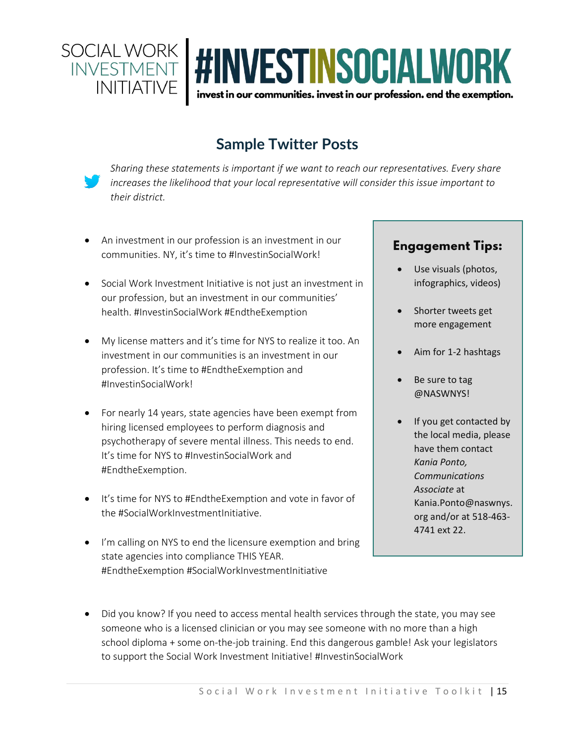SOCIAL WORK INVESTMENT INITIATIVE | #INVESTINSOCIALWORK

invest in our communities. invest in our profession. end the exemption.

## Sample Twitter Posts

*Sharing these statements is important if we want to reach our representatives. Every share increases the likelihood that your local representative will consider this issue important to their district.*

- An investment in our profession is an investment in our communities. NY, it's time to #InvestinSocialWork!
- Social Work Investment Initiative is not just an investment in our profession, but an investment in our communities' health. #InvestinSocialWork #EndtheExemption
- My license matters and it's time for NYS to realize it too. An investment in our communities is an investment in our profession. It's time to #EndtheExemption and #InvestinSocialWork!
- For nearly 14 years, state agencies have been exempt from hiring licensed employees to perform diagnosis and psychotherapy of severe mental illness. This needs to end. It's time for NYS to #InvestinSocialWork and #EndtheExemption.
- It's time for NYS to #EndtheExemption and vote in favor of the #SocialWorkInvestmentInitiative.
- I'm calling on NYS to end the licensure exemption and bring state agencies into compliance THIS YEAR. #EndtheExemption #SocialWorkInvestmentInitiative
- Did you know? If you need to access mental health services through the state, you may see someone who is a licensed clinician or you may see someone with no more than a high school diploma + some on-the-job training. End this dangerous gamble! Ask your legislators to support the Social Work Investment Initiative! #InvestinSocialWork

### Engagement Tips:

- Use visuals (photos, infographics, videos)
- Shorter tweets get more engagement
- Aim for 1-2 hashtags
- Be sure to tag @NASWNYS!
- If you get contacted by the local media, please have them contact *Kania Ponto, Communications Associate* at Kania.Ponto@naswnys.org and/or at 518-463-4741 ext 22.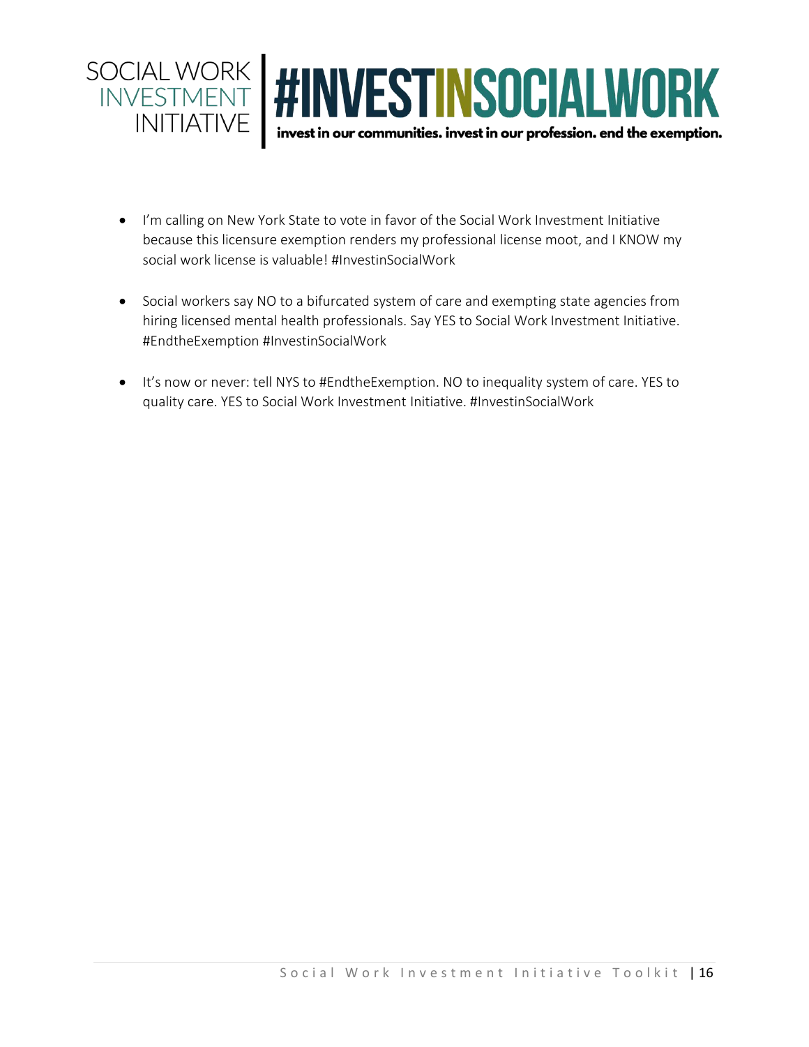- I'm calling on New York State to vote in favor of the Social Work Investment Initiative because this licensure exemption renders my professional license moot, and I KNOW my social work license is valuable! #InvestinSocialWork

- Social workers say NO to a bifurcated system of care and exempting state agencies from hiring licensed mental health professionals. Say YES to Social Work Investment Initiative. #EndtheExemption #InvestinSocialWork

- It's now or never: tell NYS to #EndtheExemption. NO to inequality system of care. YES to quality care. YES to Social Work Investment Initiative. #InvestinSocialWork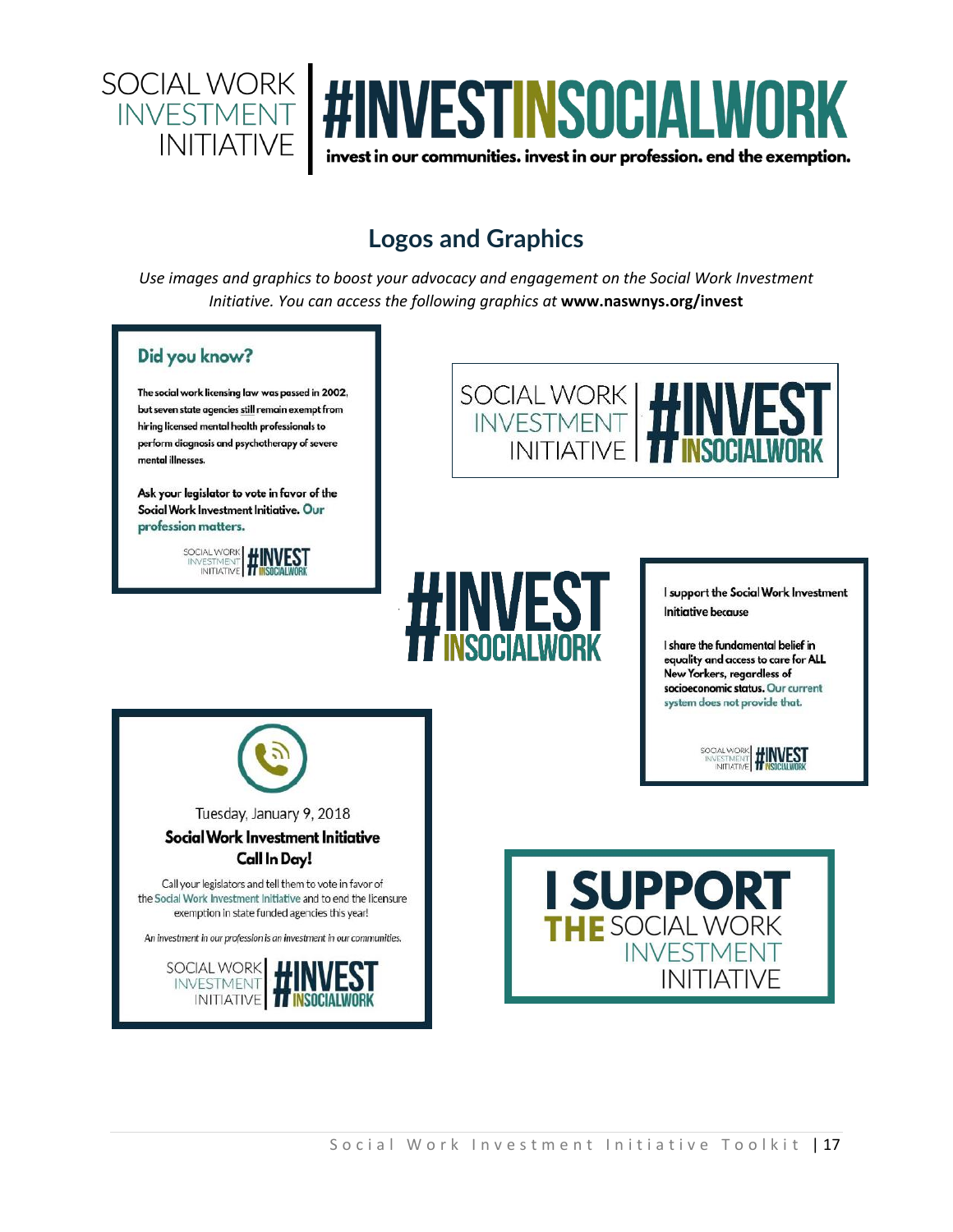SOCIAL WORK INVESTMENT INITIATIVE | #INVESTINSOCIALWORK

invest in our communities. invest in our profession. end the exemption.

## Logos and Graphics

*Use images and graphics to boost your advocacy and engagement on the Social Work Investment Initiative. You can access the following graphics at* **www.naswnys.org/invest**

**Did you know?**

The social work licensing law was passed in 2002, but seven state agencies still remain exempt from hiring licensed mental health professionals to perform diagnosis and psychotherapy of severe mental illnesses.

Ask your legislator to vote in favor of the Social Work Investment Initiative. Our profession matters.

SOCIAL WORK INVESTMENT INITIATIVE | #INVEST INSOCIALWORK

SOCIAL WORK INVESTMENT INITIATIVE | #INVEST INSOCIALWORK

#INVEST INSOCIALWORK

I support the Social Work Investment Initiative because

I share the fundamental belief in equality and access to care for ALL New Yorkers, regardless of socioeconomic status. Our current system does not provide that.

SOCIAL WORK INVESTMENT INITIATIVE | #INVEST INSOCIALWORK

Tuesday, January 9, 2018

**Social Work Investment Initiative Call In Day!**

Call your legislators and tell them to vote in favor of the Social Work Investment Initiative and to end the licensure exemption in state funded agencies this year!

*An investment in our profession is an investment in our communities.*

SOCIAL WORK INVESTMENT INITIATIVE | #INVEST INSOCIALWORK

I SUPPORT THE SOCIAL WORK INVESTMENT INITIATIVE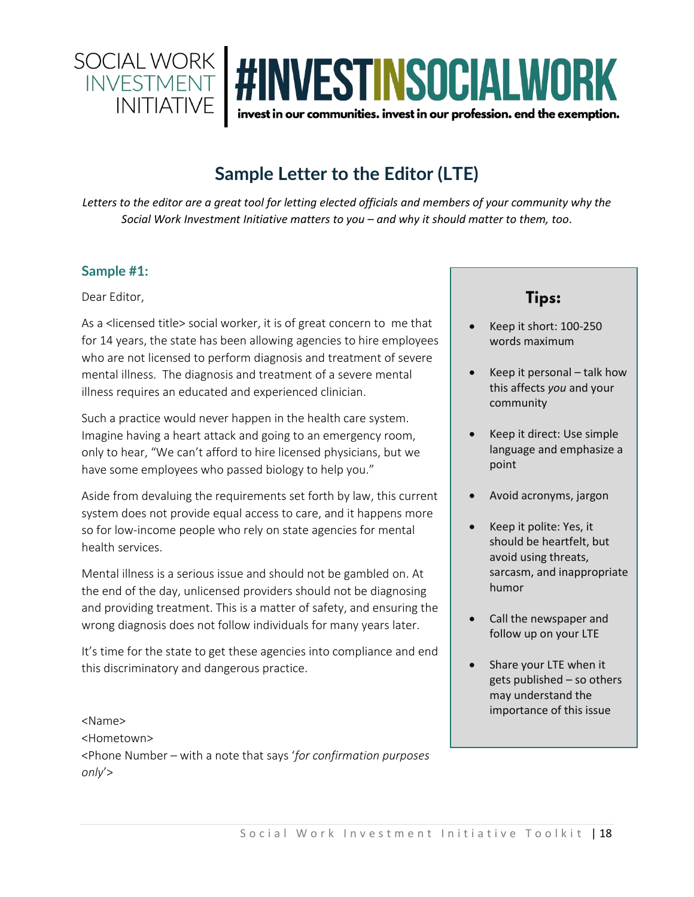SOCIAL WORK INVESTMENT INITIATIVE | #INVESTINSOCIALWORK

**invest in our communities. invest in our profession. end the exemption.**

# Sample Letter to the Editor (LTE)

*Letters to the editor are a great tool for letting elected officials and members of your community why the Social Work Investment Initiative matters to you – and why it should matter to them, too.*

## Sample #1:

Dear Editor,

As a <licensed title> social worker, it is of great concern to me that for 14 years, the state has been allowing agencies to hire employees who are not licensed to perform diagnosis and treatment of severe mental illness. The diagnosis and treatment of a severe mental illness requires an educated and experienced clinician.

Such a practice would never happen in the health care system. Imagine having a heart attack and going to an emergency room, only to hear, "We can't afford to hire licensed physicians, but we have some employees who passed biology to help you."

Aside from devaluing the requirements set forth by law, this current system does not provide equal access to care, and it happens more so for low-income people who rely on state agencies for mental health services.

Mental illness is a serious issue and should not be gambled on. At the end of the day, unlicensed providers should not be diagnosing and providing treatment. This is a matter of safety, and ensuring the wrong diagnosis does not follow individuals for many years later.

It's time for the state to get these agencies into compliance and end this discriminatory and dangerous practice.

<Name>
<Hometown>
<Phone Number – with a note that says '*for confirmation purposes only*'>

### Tips:

- Keep it short: 100-250 words maximum
- Keep it personal – talk how this affects *you* and your community
- Keep it direct: Use simple language and emphasize a point
- Avoid acronyms, jargon
- Keep it polite: Yes, it should be heartfelt, but avoid using threats, sarcasm, and inappropriate humor
- Call the newspaper and follow up on your LTE
- Share your LTE when it gets published – so others may understand the importance of this issue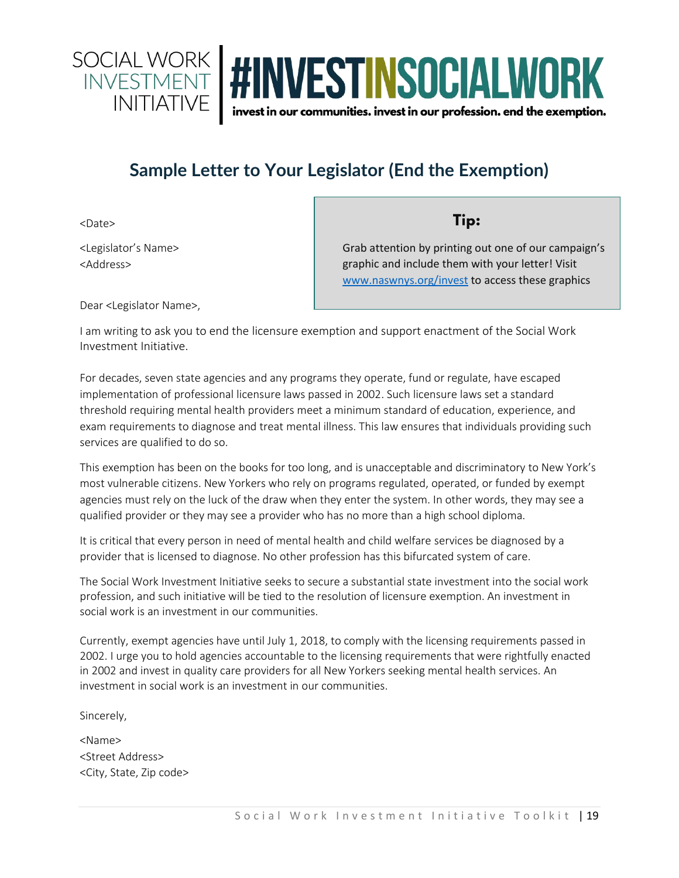SOCIAL WORK INVESTMENT INITIATIVE

# #INVESTINSOCIALWORK

**invest in our communities. invest in our profession. end the exemption.**

## Sample Letter to Your Legislator (End the Exemption)

> **Tip:**
>
> Grab attention by printing out one of our campaign's graphic and include them with your letter! Visit [www.naswnys.org/invest](www.naswnys.org/invest) to access these graphics

<Date>

<Legislator's Name>
<Address>

Dear <Legislator Name>,

I am writing to ask you to end the licensure exemption and support enactment of the Social Work Investment Initiative.

For decades, seven state agencies and any programs they operate, fund or regulate, have escaped implementation of professional licensure laws passed in 2002. Such licensure laws set a standard threshold requiring mental health providers meet a minimum standard of education, experience, and exam requirements to diagnose and treat mental illness. This law ensures that individuals providing such services are qualified to do so.

This exemption has been on the books for too long, and is unacceptable and discriminatory to New York's most vulnerable citizens. New Yorkers who rely on programs regulated, operated, or funded by exempt agencies must rely on the luck of the draw when they enter the system. In other words, they may see a qualified provider or they may see a provider who has no more than a high school diploma.

It is critical that every person in need of mental health and child welfare services be diagnosed by a provider that is licensed to diagnose. No other profession has this bifurcated system of care.

The Social Work Investment Initiative seeks to secure a substantial state investment into the social work profession, and such initiative will be tied to the resolution of licensure exemption. An investment in social work is an investment in our communities.

Currently, exempt agencies have until July 1, 2018, to comply with the licensing requirements passed in 2002. I urge you to hold agencies accountable to the licensing requirements that were rightfully enacted in 2002 and invest in quality care providers for all New Yorkers seeking mental health services. An investment in social work is an investment in our communities.

Sincerely,

<Name>
<Street Address>
<City, State, Zip code>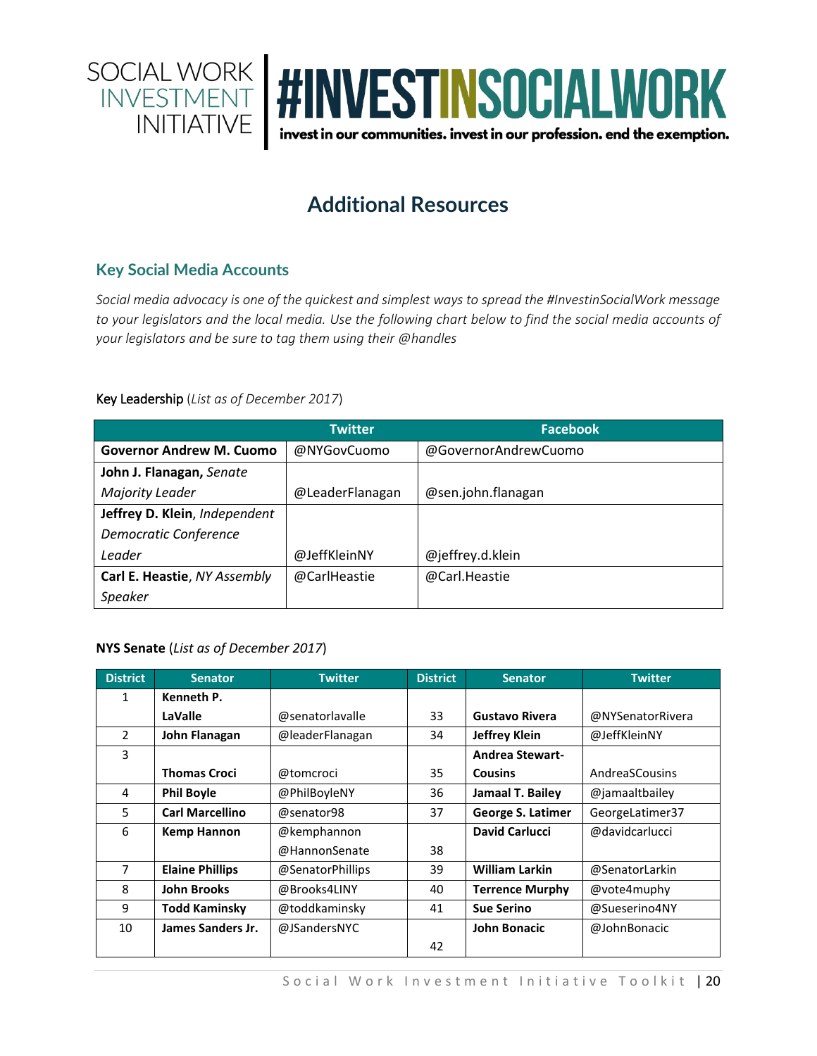SOCIAL WORK INVESTMENT INITIATIVE | #INVESTINSOCIALWORK

invest in our communities. invest in our profession. end the exemption.

# Additional Resources

## Key Social Media Accounts

*Social media advocacy is one of the quickest and simplest ways to spread the #InvestinSocialWork message to your legislators and the local media. Use the following chart below to find the social media accounts of your legislators and be sure to tag them using their @handles*

Key Leadership (*List as of December 2017*)

| | Twitter | Facebook |
|---|---|---|
| **Governor Andrew M. Cuomo** | @NYGovCuomo | @GovernorAndrewCuomo |
| **John J. Flanagan,** *Senate Majority Leader* | @LeaderFlanagan | @sen.john.flanagan |
| **Jeffrey D. Klein**, *Independent Democratic Conference Leader* | @JeffKleinNY | @jeffrey.d.klein |
| **Carl E. Heastie**, *NY Assembly Speaker* | @CarlHeastie | @Carl.Heastie |

**NYS Senate** (*List as of December 2017*)

| District | Senator | Twitter | District | Senator | Twitter |
|---|---|---|---|---|---|
| 1 | **Kenneth P. LaValle** | @senatorlavalle | 33 | **Gustavo Rivera** | @NYSenatorRivera |
| 2 | **John Flanagan** | @leaderFlanagan | 34 | **Jeffrey Klein** | @JeffKleinNY |
| 3 | **Thomas Croci** | @tomcroci | 35 | **Andrea Stewart-Cousins** | AndreaSCousins |
| 4 | **Phil Boyle** | @PhilBoyleNY | 36 | **Jamaal T. Bailey** | @jamaaltbailey |
| 5 | **Carl Marcellino** | @senator98 | 37 | **George S. Latimer** | GeorgeLatimer37 |
| 6 | **Kemp Hannon** | @kemphannon @HannonSenate | 38 | **David Carlucci** | @davidcarlucci |
| 7 | **Elaine Phillips** | @SenatorPhillips | 39 | **William Larkin** | @SenatorLarkin |
| 8 | **John Brooks** | @Brooks4LINY | 40 | **Terrence Murphy** | @vote4muphy |
| 9 | **Todd Kaminsky** | @toddkaminsky | 41 | **Sue Serino** | @Sueserino4NY |
| 10 | **James Sanders Jr.** | @JSandersNYC | 42 | **John Bonacic** | @JohnBonacic |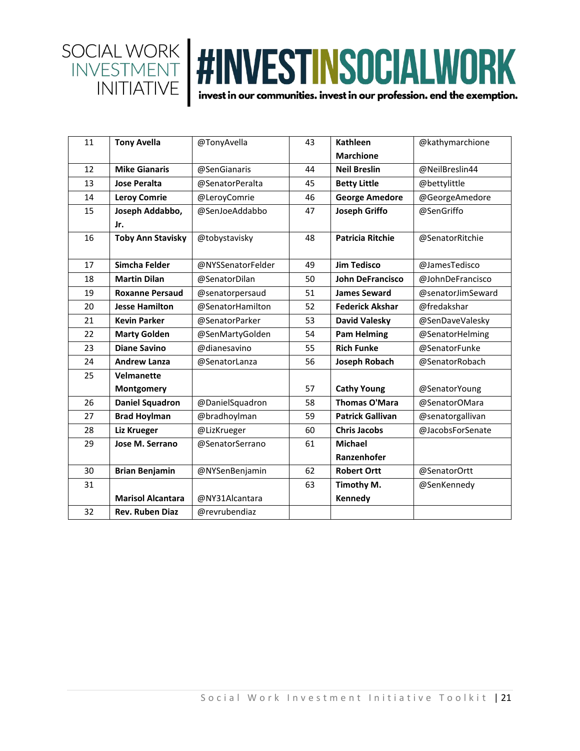SOCIAL WORK INVESTMENT INITIATIVE

# #INVESTINSOCIALWORK

**invest in our communities. invest in our profession. end the exemption.**

| | | | | | |
|---|---|---|---|---|---|
| 11 | **Tony Avella** | @TonyAvella | 43 | **Kathleen Marchione** | @kathymarchione |
| 12 | **Mike Gianaris** | @SenGianaris | 44 | **Neil Breslin** | @NeilBreslin44 |
| 13 | **Jose Peralta** | @SenatorPeralta | 45 | **Betty Little** | @bettylittle |
| 14 | **Leroy Comrie** | @LeroyComrie | 46 | **George Amedore** | @GeorgeAmedore |
| 15 | **Joseph Addabbo, Jr.** | @SenJoeAddabbo | 47 | **Joseph Griffo** | @SenGriffo |
| 16 | **Toby Ann Stavisky** | @tobystavisky | 48 | **Patricia Ritchie** | @SenatorRitchie |
| 17 | **Simcha Felder** | @NYSSenatorFelder | 49 | **Jim Tedisco** | @JamesTedisco |
| 18 | **Martin Dilan** | @SenatorDilan | 50 | **John DeFrancisco** | @JohnDeFrancisco |
| 19 | **Roxanne Persaud** | @senatorpersaud | 51 | **James Seward** | @senatorJimSeward |
| 20 | **Jesse Hamilton** | @SenatorHamilton | 52 | **Federick Akshar** | @fredakshar |
| 21 | **Kevin Parker** | @SenatorParker | 53 | **David Valesky** | @SenDaveValesky |
| 22 | **Marty Golden** | @SenMartyGolden | 54 | **Pam Helming** | @SenatorHelming |
| 23 | **Diane Savino** | @dianesavino | 55 | **Rich Funke** | @SenatorFunke |
| 24 | **Andrew Lanza** | @SenatorLanza | 56 | **Joseph Robach** | @SenatorRobach |
| 25 | **Velmanette Montgomery** | | 57 | **Cathy Young** | @SenatorYoung |
| 26 | **Daniel Squadron** | @DanielSquadron | 58 | **Thomas O'Mara** | @SenatorOMara |
| 27 | **Brad Hoylman** | @bradhoylman | 59 | **Patrick Gallivan** | @senatorgallivan |
| 28 | **Liz Krueger** | @LizKrueger | 60 | **Chris Jacobs** | @JacobsForSenate |
| 29 | **Jose M. Serrano** | @SenatorSerrano | 61 | **Michael Ranzenhofer** | |
| 30 | **Brian Benjamin** | @NYSenBenjamin | 62 | **Robert Ortt** | @SenatorOrtt |
| 31 | **Marisol Alcantara** | @NY31Alcantara | 63 | **Timothy M. Kennedy** | @SenKennedy |
| 32 | **Rev. Ruben Diaz** | @revrubendiaz | | | |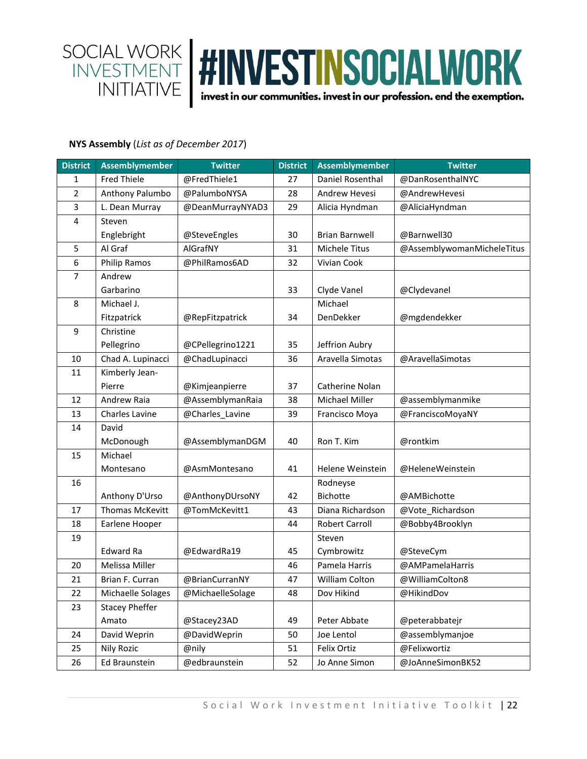SOCIAL WORK INVESTMENT INITIATIVE | #INVESTINSOCIALWORK

invest in our communities. invest in our profession. end the exemption.

**NYS Assembly** (*List as of December 2017*)

| District | Assemblymember | Twitter | District | Assemblymember | Twitter |
|---|---|---|---|---|---|
| 1 | Fred Thiele | @FredThiele1 | 27 | Daniel Rosenthal | @DanRosenthalNYC |
| 2 | Anthony Palumbo | @PalumboNYSA | 28 | Andrew Hevesi | @AndrewHevesi |
| 3 | L. Dean Murray | @DeanMurrayNYAD3 | 29 | Alicia Hyndman | @AliciaHyndman |
| 4 | Steven Englebright | @SteveEngles | 30 | Brian Barnwell | @Barnwell30 |
| 5 | Al Graf | AlGrafNY | 31 | Michele Titus | @AssemblywomanMicheleTitus |
| 6 | Philip Ramos | @PhilRamos6AD | 32 | Vivian Cook | |
| 7 | Andrew Garbarino | | 33 | Clyde Vanel | @Clydevanel |
| 8 | Michael J. Fitzpatrick | @RepFitzpatrick | 34 | Michael DenDekker | @mgdendekker |
| 9 | Christine Pellegrino | @CPellegrino1221 | 35 | Jeffrion Aubry | |
| 10 | Chad A. Lupinacci | @ChadLupinacci | 36 | Aravella Simotas | @AravellaSimotas |
| 11 | Kimberly Jean-Pierre | @Kimjeanpierre | 37 | Catherine Nolan | |
| 12 | Andrew Raia | @AssemblymanRaia | 38 | Michael Miller | @assemblymanmike |
| 13 | Charles Lavine | @Charles_Lavine | 39 | Francisco Moya | @FranciscoMoyaNY |
| 14 | David McDonough | @AssemblymanDGM | 40 | Ron T. Kim | @rontkim |
| 15 | Michael Montesano | @AsmMontesano | 41 | Helene Weinstein | @HeleneWeinstein |
| 16 | Anthony D'Urso | @AnthonyDUrsoNY | 42 | Rodneyse Bichotte | @AMBichotte |
| 17 | Thomas McKevitt | @TomMcKevitt1 | 43 | Diana Richardson | @Vote_Richardson |
| 18 | Earlene Hooper | | 44 | Robert Carroll | @Bobby4Brooklyn |
| 19 | Edward Ra | @EdwardRa19 | 45 | Steven Cymbrowitz | @SteveCym |
| 20 | Melissa Miller | | 46 | Pamela Harris | @AMPamelaHarris |
| 21 | Brian F. Curran | @BrianCurranNY | 47 | William Colton | @WilliamColton8 |
| 22 | Michaelle Solages | @MichaelleSolage | 48 | Dov Hikind | @HikindDov |
| 23 | Stacey Pheffer Amato | @Stacey23AD | 49 | Peter Abbate | @peterabbatejr |
| 24 | David Weprin | @DavidWeprin | 50 | Joe Lentol | @assemblymanjoe |
| 25 | Nily Rozic | @nily | 51 | Felix Ortiz | @Felixwortiz |
| 26 | Ed Braunstein | @edbraunstein | 52 | Jo Anne Simon | @JoAnneSimonBK52 |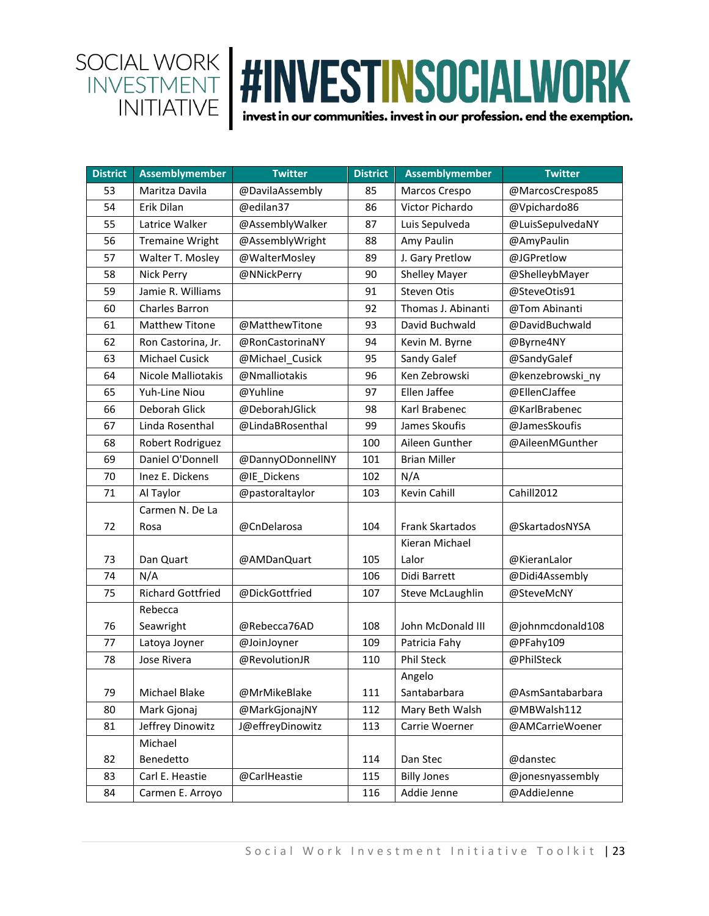SOCIAL WORK INVESTMENT INITIATIVE

# #INVESTINSOCIALWORK

**invest in our communities. invest in our profession. end the exemption.**

| District | Assemblymember | Twitter | District | Assemblymember | Twitter |
|---|---|---|---|---|---|
| 53 | Maritza Davila | @DavilaAssembly | 85 | Marcos Crespo | @MarcosCrespo85 |
| 54 | Erik Dilan | @edilan37 | 86 | Victor Pichardo | @Vpichardo86 |
| 55 | Latrice Walker | @AssemblyWalker | 87 | Luis Sepulveda | @LuisSepulvedaNY |
| 56 | Tremaine Wright | @AssemblyWright | 88 | Amy Paulin | @AmyPaulin |
| 57 | Walter T. Mosley | @WalterMosley | 89 | J. Gary Pretlow | @JGPretlow |
| 58 | Nick Perry | @NNickPerry | 90 | Shelley Mayer | @ShelleybMayer |
| 59 | Jamie R. Williams | | 91 | Steven Otis | @SteveOtis91 |
| 60 | Charles Barron | | 92 | Thomas J. Abinanti | @Tom Abinanti |
| 61 | Matthew Titone | @MatthewTitone | 93 | David Buchwald | @DavidBuchwald |
| 62 | Ron Castorina, Jr. | @RonCastorinaNY | 94 | Kevin M. Byrne | @Byrne4NY |
| 63 | Michael Cusick | @Michael_Cusick | 95 | Sandy Galef | @SandyGalef |
| 64 | Nicole Malliotakis | @Nmalliotakis | 96 | Ken Zebrowski | @kenzebrowski_ny |
| 65 | Yuh-Line Niou | @Yuhline | 97 | Ellen Jaffee | @EllenCJaffee |
| 66 | Deborah Glick | @DeborahJGlick | 98 | Karl Brabenec | @KarlBrabenec |
| 67 | Linda Rosenthal | @LindaBRosenthal | 99 | James Skoufis | @JamesSkoufis |
| 68 | Robert Rodriguez | | 100 | Aileen Gunther | @AileenMGunther |
| 69 | Daniel O'Donnell | @DannyODonnellNY | 101 | Brian Miller | |
| 70 | Inez E. Dickens | @IE_Dickens | 102 | N/A | |
| 71 | Al Taylor | @pastoraltaylor | 103 | Kevin Cahill | Cahill2012 |
| 72 | Carmen N. De La Rosa | @CnDelarosa | 104 | Frank Skartados | @SkartadosNYSA |
| 73 | Dan Quart | @AMDanQuart | 105 | Kieran Michael Lalor | @KieranLalor |
| 74 | N/A | | 106 | Didi Barrett | @Didi4Assembly |
| 75 | Richard Gottfried | @DickGottfried | 107 | Steve McLaughlin | @SteveMcNY |
| 76 | Rebecca Seawright | @Rebecca76AD | 108 | John McDonald III | @johnmcdonald108 |
| 77 | Latoya Joyner | @JoinJoyner | 109 | Patricia Fahy | @PFahy109 |
| 78 | Jose Rivera | @RevolutionJR | 110 | Phil Steck | @PhilSteck |
| 79 | Michael Blake | @MrMikeBlake | 111 | Angelo Santabarbara | @AsmSantabarbara |
| 80 | Mark Gjonaj | @MarkGjonajNY | 112 | Mary Beth Walsh | @MBWalsh112 |
| 81 | Jeffrey Dinowitz | J@effreyDinowitz | 113 | Carrie Woerner | @AMCarrieWoener |
| 82 | Michael Benedetto | | 114 | Dan Stec | @danstec |
| 83 | Carl E. Heastie | @CarlHeastie | 115 | Billy Jones | @jonesnyassembly |
| 84 | Carmen E. Arroyo | | 116 | Addie Jenne | @AddieJenne |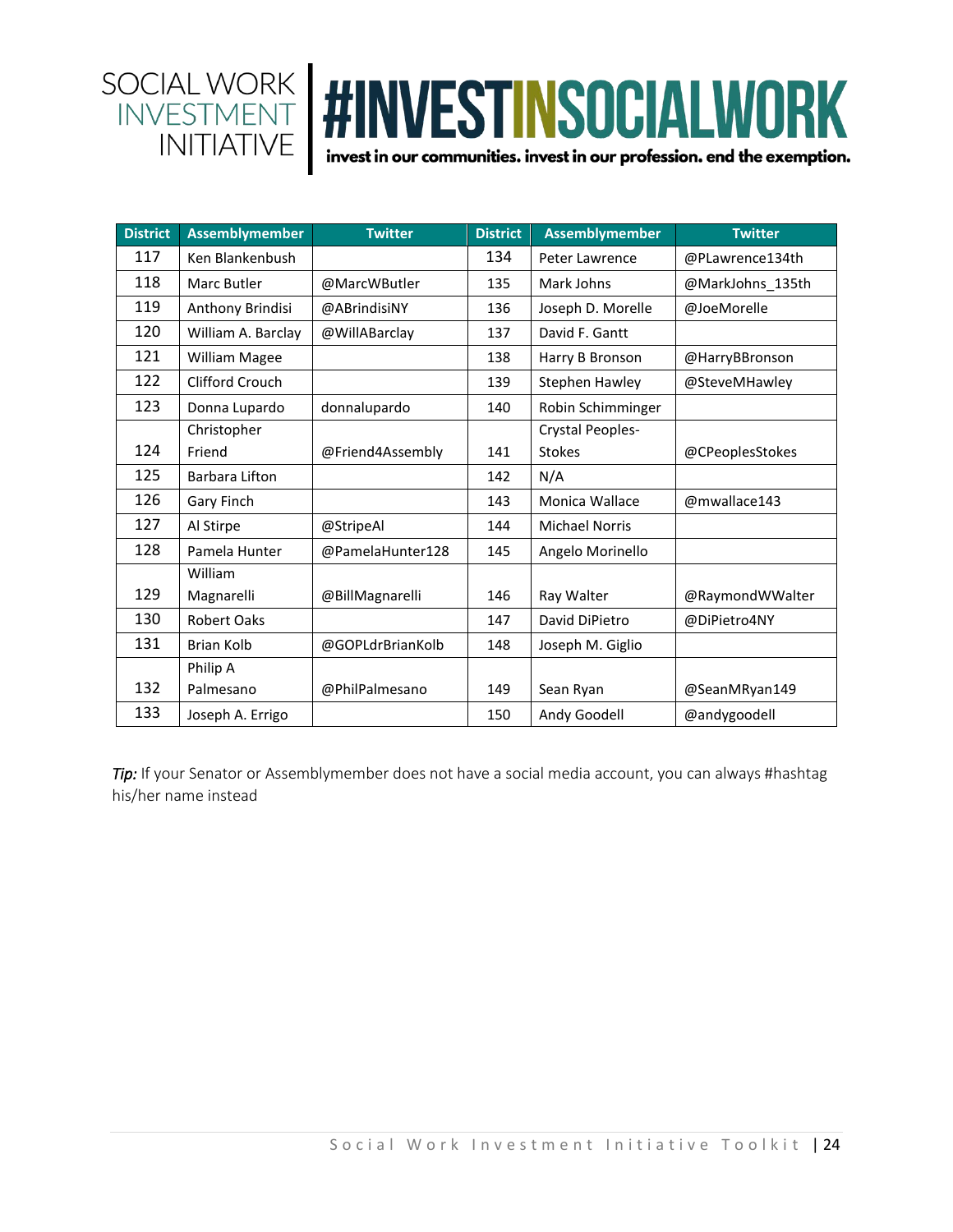SOCIAL WORK INVESTMENT INITIATIVE

# #INVESTINSOCIALWORK

**invest in our communities. invest in our profession. end the exemption.**

| District | Assemblymember | Twitter | District | Assemblymember | Twitter |
|---|---|---|---|---|---|
| 117 | Ken Blankenbush | | 134 | Peter Lawrence | @PLawrence134th |
| 118 | Marc Butler | @MarcWButler | 135 | Mark Johns | @MarkJohns_135th |
| 119 | Anthony Brindisi | @ABrindisiNY | 136 | Joseph D. Morelle | @JoeMorelle |
| 120 | William A. Barclay | @WillABarclay | 137 | David F. Gantt | |
| 121 | William Magee | | 138 | Harry B Bronson | @HarryBBronson |
| 122 | Clifford Crouch | | 139 | Stephen Hawley | @SteveMHawley |
| 123 | Donna Lupardo | donnalupardo | 140 | Robin Schimminger | |
| 124 | Christopher Friend | @Friend4Assembly | 141 | Crystal Peoples-Stokes | @CPeoplesStokes |
| 125 | Barbara Lifton | | 142 | N/A | |
| 126 | Gary Finch | | 143 | Monica Wallace | @mwallace143 |
| 127 | Al Stirpe | @StripeAl | 144 | Michael Norris | |
| 128 | Pamela Hunter | @PamelaHunter128 | 145 | Angelo Morinello | |
| 129 | William Magnarelli | @BillMagnarelli | 146 | Ray Walter | @RaymondWWalter |
| 130 | Robert Oaks | | 147 | David DiPietro | @DiPietro4NY |
| 131 | Brian Kolb | @GOPLdrBrianKolb | 148 | Joseph M. Giglio | |
| 132 | Philip A Palmesano | @PhilPalmesano | 149 | Sean Ryan | @SeanMRyan149 |
| 133 | Joseph A. Errigo | | 150 | Andy Goodell | @andygoodell |

*Tip:* If your Senator or Assemblymember does not have a social media account, you can always #hashtag his/her name instead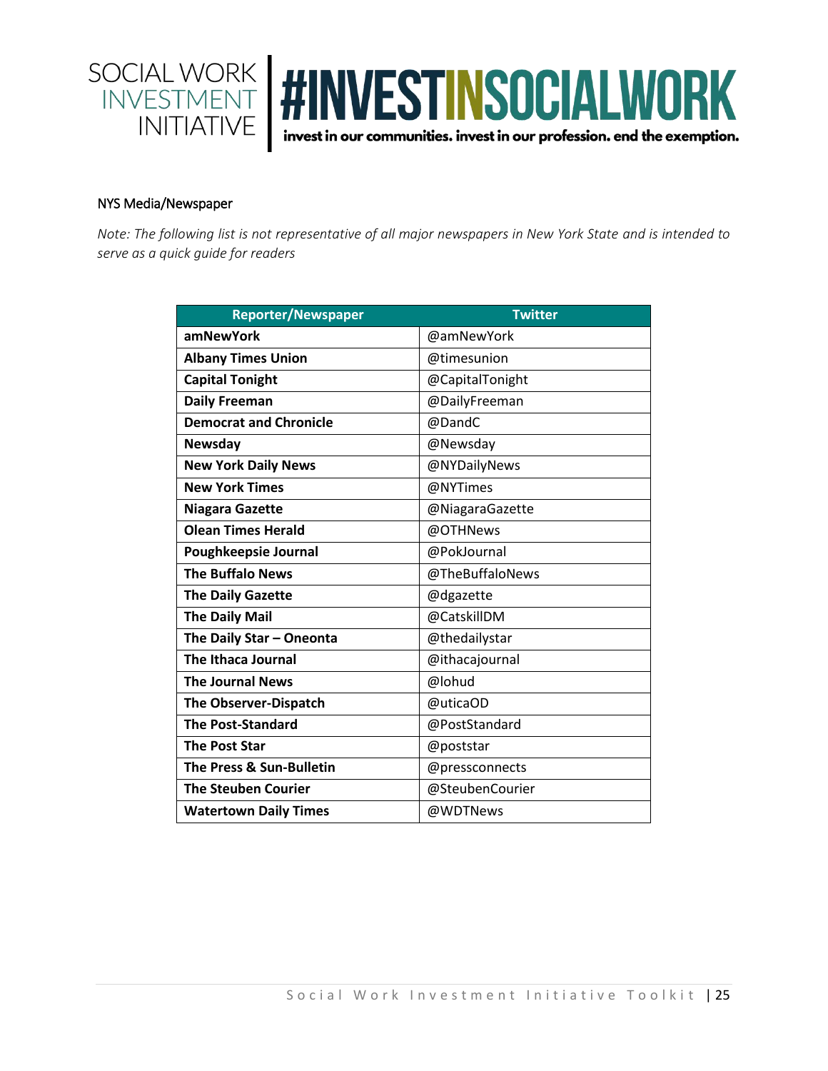## NYS Media/Newspaper

*Note: The following list is not representative of all major newspapers in New York State and is intended to serve as a quick guide for readers*

| Reporter/Newspaper | Twitter |
|---|---|
| **amNewYork** | @amNewYork |
| **Albany Times Union** | @timesunion |
| **Capital Tonight** | @CapitalTonight |
| **Daily Freeman** | @DailyFreeman |
| **Democrat and Chronicle** | @DandC |
| **Newsday** | @Newsday |
| **New York Daily News** | @NYDailyNews |
| **New York Times** | @NYTimes |
| **Niagara Gazette** | @NiagaraGazette |
| **Olean Times Herald** | @OTHNews |
| **Poughkeepsie Journal** | @PokJournal |
| **The Buffalo News** | @TheBuffaloNews |
| **The Daily Gazette** | @dgazette |
| **The Daily Mail** | @CatskillDM |
| **The Daily Star – Oneonta** | @thedailystar |
| **The Ithaca Journal** | @ithacajournal |
| **The Journal News** | @lohud |
| **The Observer-Dispatch** | @uticaOD |
| **The Post-Standard** | @PostStandard |
| **The Post Star** | @poststar |
| **The Press & Sun-Bulletin** | @pressconnects |
| **The Steuben Courier** | @SteubenCourier |
| **Watertown Daily Times** | @WDTNews |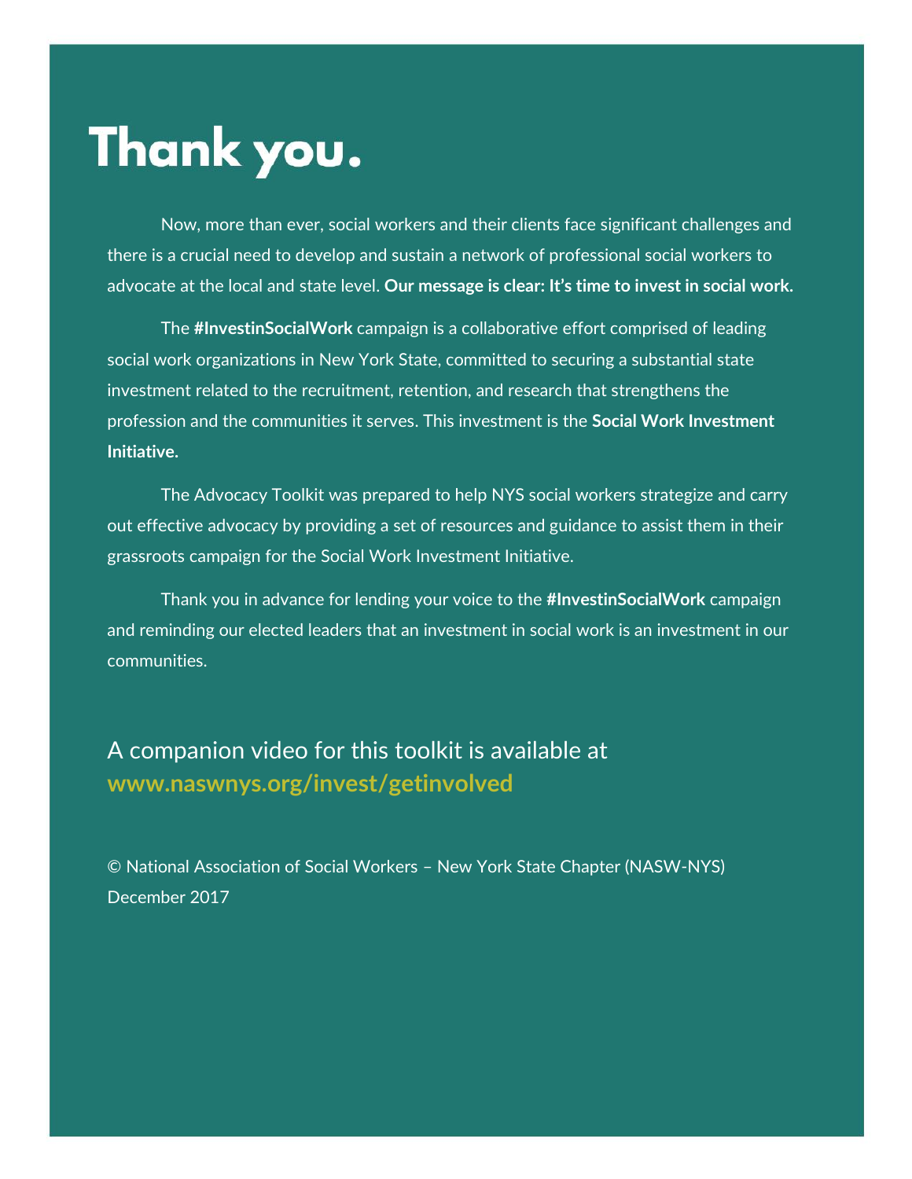# Thank you.

Now, more than ever, social workers and their clients face significant challenges and there is a crucial need to develop and sustain a network of professional social workers to advocate at the local and state level. **Our message is clear: It's time to invest in social work.**

The **#InvestinSocialWork** campaign is a collaborative effort comprised of leading social work organizations in New York State, committed to securing a substantial state investment related to the recruitment, retention, and research that strengthens the profession and the communities it serves. This investment is the **Social Work Investment Initiative.**

The Advocacy Toolkit was prepared to help NYS social workers strategize and carry out effective advocacy by providing a set of resources and guidance to assist them in their grassroots campaign for the Social Work Investment Initiative.

Thank you in advance for lending your voice to the **#InvestinSocialWork** campaign and reminding our elected leaders that an investment in social work is an investment in our communities.

A companion video for this toolkit is available at
**www.naswnys.org/invest/getinvolved**

© National Association of Social Workers – New York State Chapter (NASW-NYS)
December 2017